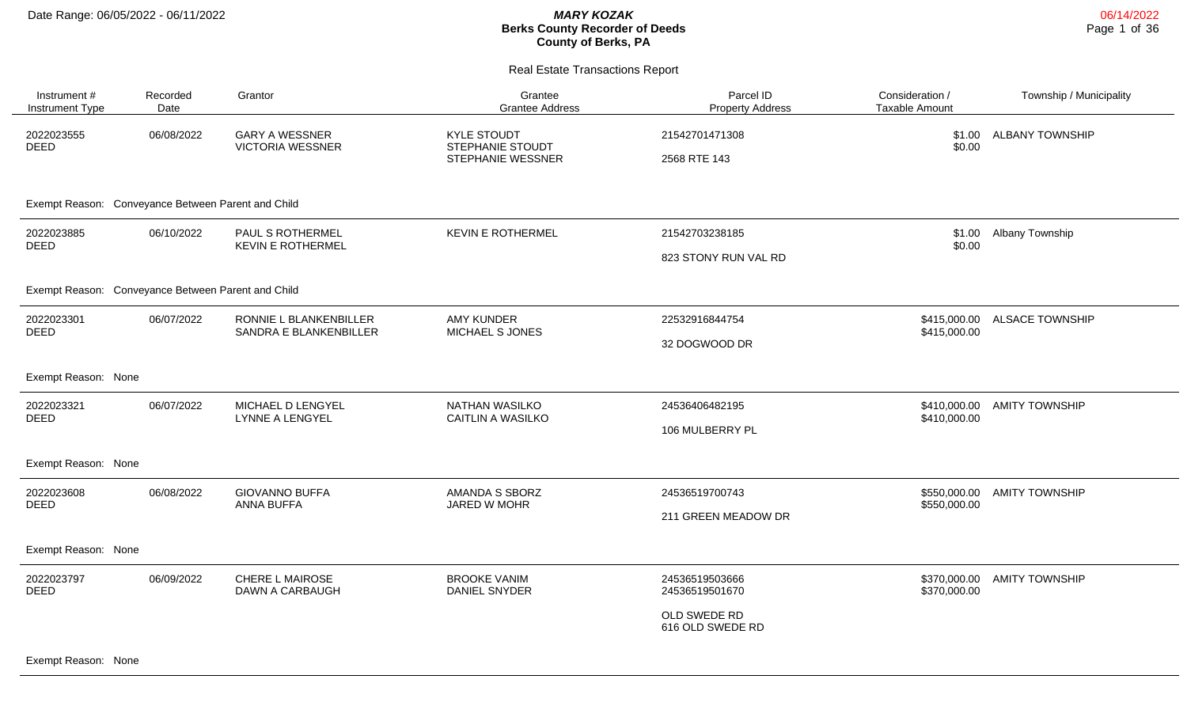Date Range: 06/05/2022 - 06/11/2022

***MARY KOZAK***
**Berks County Recorder of Deeds**
**County of Berks, PA**

06/14/2022

## Real Estate Transactions Report

| Instrument # / Instrument Type | Recorded Date | Grantor | Grantee / Grantee Address | Parcel ID / Property Address | Consideration / Taxable Amount | Township / Municipality |
|---|---|---|---|---|---|---|
| 2022023555 DEED | 06/08/2022 | GARY A WESSNER<br>VICTORIA WESSNER | KYLE STOUDT<br>STEPHANIE STOUDT<br>STEPHANIE WESSNER | 21542701471308<br>2568 RTE 143 | $1.00<br>$0.00 | ALBANY TOWNSHIP |
| Exempt Reason: Conveyance Between Parent and Child | | | | | | |
| 2022023885 DEED | 06/10/2022 | PAUL S ROTHERMEL<br>KEVIN E ROTHERMEL | KEVIN E ROTHERMEL | 21542703238185<br>823 STONY RUN VAL RD | $1.00<br>$0.00 | Albany Township |
| Exempt Reason: Conveyance Between Parent and Child | | | | | | |
| 2022023301 DEED | 06/07/2022 | RONNIE L BLANKENBILLER<br>SANDRA E BLANKENBILLER | AMY KUNDER<br>MICHAEL S JONES | 22532916844754<br>32 DOGWOOD DR | $415,000.00<br>$415,000.00 | ALSACE TOWNSHIP |
| Exempt Reason: None | | | | | | |
| 2022023321 DEED | 06/07/2022 | MICHAEL D LENGYEL<br>LYNNE A LENGYEL | NATHAN WASILKO<br>CAITLIN A WASILKO | 24536406482195<br>106 MULBERRY PL | $410,000.00<br>$410,000.00 | AMITY TOWNSHIP |
| Exempt Reason: None | | | | | | |
| 2022023608 DEED | 06/08/2022 | GIOVANNO BUFFA<br>ANNA BUFFA | AMANDA S SBORZ<br>JARED W MOHR | 24536519700743<br>211 GREEN MEADOW DR | $550,000.00<br>$550,000.00 | AMITY TOWNSHIP |
| Exempt Reason: None | | | | | | |
| 2022023797 DEED | 06/09/2022 | CHERE L MAIROSE<br>DAWN A CARBAUGH | BROOKE VANIM<br>DANIEL SNYDER | 24536519503666<br>24536519501670<br>OLD SWEDE RD<br>616 OLD SWEDE RD | $370,000.00<br>$370,000.00 | AMITY TOWNSHIP |
| Exempt Reason: None | | | | | | |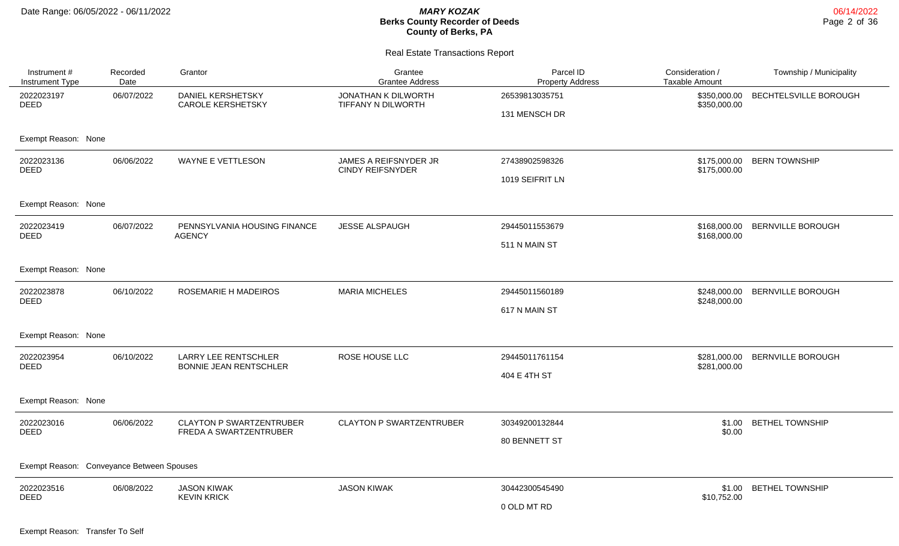# Berks County Recorder of Deeds

## Real Estate Transactions Report

Date Range: 06/05/2022 - 06/11/2022

| Instrument # / Instrument Type | Recorded Date | Grantor | Grantee / Grantee Address | Parcel ID / Property Address | Consideration / Taxable Amount | Township / Municipality |
|---|---|---|---|---|---|---|
| 2022023197 DEED | 06/07/2022 | DANIEL KERSHETSKY CAROLE KERSHETSKY | JONATHAN K DILWORTH TIFFANY N DILWORTH | 26539813035751 131 MENSCH DR | $350,000.00 $350,000.00 | BECHTELSVILLE BOROUGH |
| Exempt Reason: None | | | | | | |
| 2022023136 DEED | 06/06/2022 | WAYNE E VETTLESON | JAMES A REIFSNYDER JR CINDY REIFSNYDER | 27438902598326 1019 SEIFRIT LN | $175,000.00 $175,000.00 | BERN TOWNSHIP |
| Exempt Reason: None | | | | | | |
| 2022023419 DEED | 06/07/2022 | PENNSYLVANIA HOUSING FINANCE AGENCY | JESSE ALSPAUGH | 29445011553679 511 N MAIN ST | $168,000.00 $168,000.00 | BERNVILLE BOROUGH |
| Exempt Reason: None | | | | | | |
| 2022023878 DEED | 06/10/2022 | ROSEMARIE H MADEIROS | MARIA MICHELES | 29445011560189 617 N MAIN ST | $248,000.00 $248,000.00 | BERNVILLE BOROUGH |
| Exempt Reason: None | | | | | | |
| 2022023954 DEED | 06/10/2022 | LARRY LEE RENTSCHLER BONNIE JEAN RENTSCHLER | ROSE HOUSE LLC | 29445011761154 404 E 4TH ST | $281,000.00 $281,000.00 | BERNVILLE BOROUGH |
| Exempt Reason: None | | | | | | |
| 2022023016 DEED | 06/06/2022 | CLAYTON P SWARTZENTRUBER FREDA A SWARTZENTRUBER | CLAYTON P SWARTZENTRUBER | 30349200132844 80 BENNETT ST | $1.00 $0.00 | BETHEL TOWNSHIP |
| Exempt Reason: Conveyance Between Spouses | | | | | | |
| 2022023516 DEED | 06/08/2022 | JASON KIWAK KEVIN KRICK | JASON KIWAK | 30442300545490 0 OLD MT RD | $1.00 $10,752.00 | BETHEL TOWNSHIP |
| Exempt Reason: Transfer To Self | | | | | | |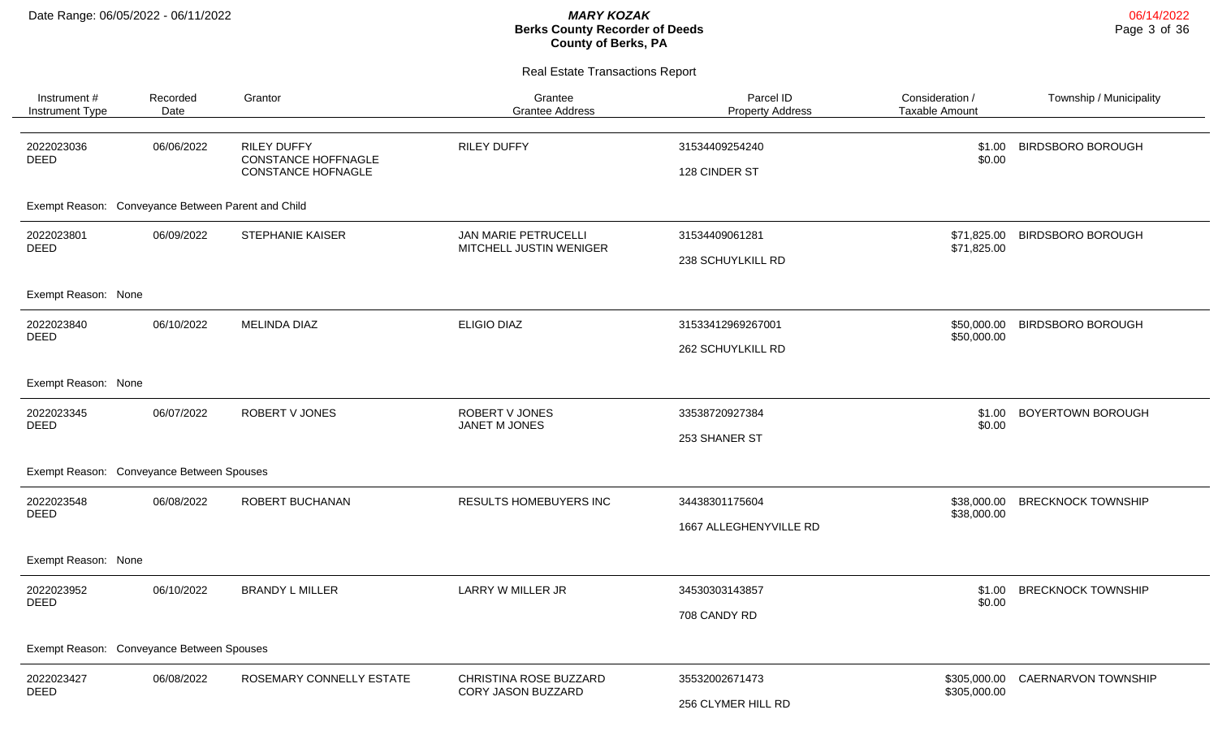# Real Estate Transactions Report

| Instrument # / Instrument Type | Recorded Date | Grantor | Grantee / Grantee Address | Parcel ID / Property Address | Consideration / Taxable Amount | Township / Municipality |
|---|---|---|---|---|---|---|
| 2022023036 DEED | 06/06/2022 | RILEY DUFFY<br>CONSTANCE HOFFNAGLE<br>CONSTANCE HOFNAGLE | RILEY DUFFY | 31534409254240<br>128 CINDER ST | $1.00<br>$0.00 | BIRDSBORO BOROUGH |
| Exempt Reason: Conveyance Between Parent and Child | | | | | | |
| 2022023801 DEED | 06/09/2022 | STEPHANIE KAISER | JAN MARIE PETRUCELLI<br>MITCHELL JUSTIN WENIGER | 31534409061281<br>238 SCHUYLKILL RD | $71,825.00<br>$71,825.00 | BIRDSBORO BOROUGH |
| Exempt Reason: None | | | | | | |
| 2022023840 DEED | 06/10/2022 | MELINDA DIAZ | ELIGIO DIAZ | 31533412969267001<br>262 SCHUYLKILL RD | $50,000.00<br>$50,000.00 | BIRDSBORO BOROUGH |
| Exempt Reason: None | | | | | | |
| 2022023345 DEED | 06/07/2022 | ROBERT V JONES | ROBERT V JONES<br>JANET M JONES | 33538720927384<br>253 SHANER ST | $1.00<br>$0.00 | BOYERTOWN BOROUGH |
| Exempt Reason: Conveyance Between Spouses | | | | | | |
| 2022023548 DEED | 06/08/2022 | ROBERT BUCHANAN | RESULTS HOMEBUYERS INC | 34438301175604<br>1667 ALLEGHENYVILLE RD | $38,000.00<br>$38,000.00 | BRECKNOCK TOWNSHIP |
| Exempt Reason: None | | | | | | |
| 2022023952 DEED | 06/10/2022 | BRANDY L MILLER | LARRY W MILLER JR | 34530303143857<br>708 CANDY RD | $1.00<br>$0.00 | BRECKNOCK TOWNSHIP |
| Exempt Reason: Conveyance Between Spouses | | | | | | |
| 2022023427 DEED | 06/08/2022 | ROSEMARY CONNELLY ESTATE | CHRISTINA ROSE BUZZARD<br>CORY JASON BUZZARD | 35532002671473<br>256 CLYMER HILL RD | $305,000.00<br>$305,000.00 | CAERNARVON TOWNSHIP |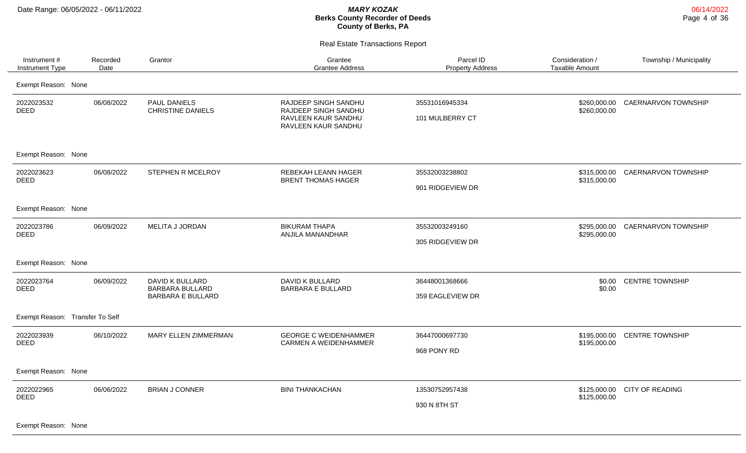# MARY KOZAK
## Berks County Recorder of Deeds
## County of Berks, PA

Date Range: 06/05/2022 - 06/11/2022

06/14/2022

### Real Estate Transactions Report

| Instrument # / Instrument Type | Recorded Date | Grantor | Grantee / Grantee Address | Parcel ID / Property Address | Consideration / Taxable Amount | Township / Municipality |
|---|---|---|---|---|---|---|
| Exempt Reason: None | | | | | | |
| 2022023532 DEED | 06/08/2022 | PAUL DANIELS CHRISTINE DANIELS | RAJDEEP SINGH SANDHU RAJDEEP SINGH SANDHU RAVLEEN KAUR SANDHU RAVLEEN KAUR SANDHU | 35531016945334 101 MULBERRY CT | $260,000.00 $260,000.00 | CAERNARVON TOWNSHIP |
| Exempt Reason: None | | | | | | |
| 2022023623 DEED | 06/08/2022 | STEPHEN R MCELROY | REBEKAH LEANN HAGER BRENT THOMAS HAGER | 35532003238802 901 RIDGEVIEW DR | $315,000.00 $315,000.00 | CAERNARVON TOWNSHIP |
| Exempt Reason: None | | | | | | |
| 2022023786 DEED | 06/09/2022 | MELITA J JORDAN | BIKURAM THAPA ANJILA MANANDHAR | 35532003249160 305 RIDGEVIEW DR | $295,000.00 $295,000.00 | CAERNARVON TOWNSHIP |
| Exempt Reason: None | | | | | | |
| 2022023764 DEED | 06/09/2022 | DAVID K BULLARD BARBARA BULLARD BARBARA E BULLARD | DAVID K BULLARD BARBARA E BULLARD | 36448001368666 359 EAGLEVIEW DR | $0.00 $0.00 | CENTRE TOWNSHIP |
| Exempt Reason: Transfer To Self | | | | | | |
| 2022023939 DEED | 06/10/2022 | MARY ELLEN ZIMMERMAN | GEORGE C WEIDENHAMMER CARMEN A WEIDENHAMMER | 36447000697730 968 PONY RD | $195,000.00 $195,000.00 | CENTRE TOWNSHIP |
| Exempt Reason: None | | | | | | |
| 2022022965 DEED | 06/06/2022 | BRIAN J CONNER | BINI THANKACHAN | 13530752957438 930 N 8TH ST | $125,000.00 $125,000.00 | CITY OF READING |
| Exempt Reason: None | | | | | | |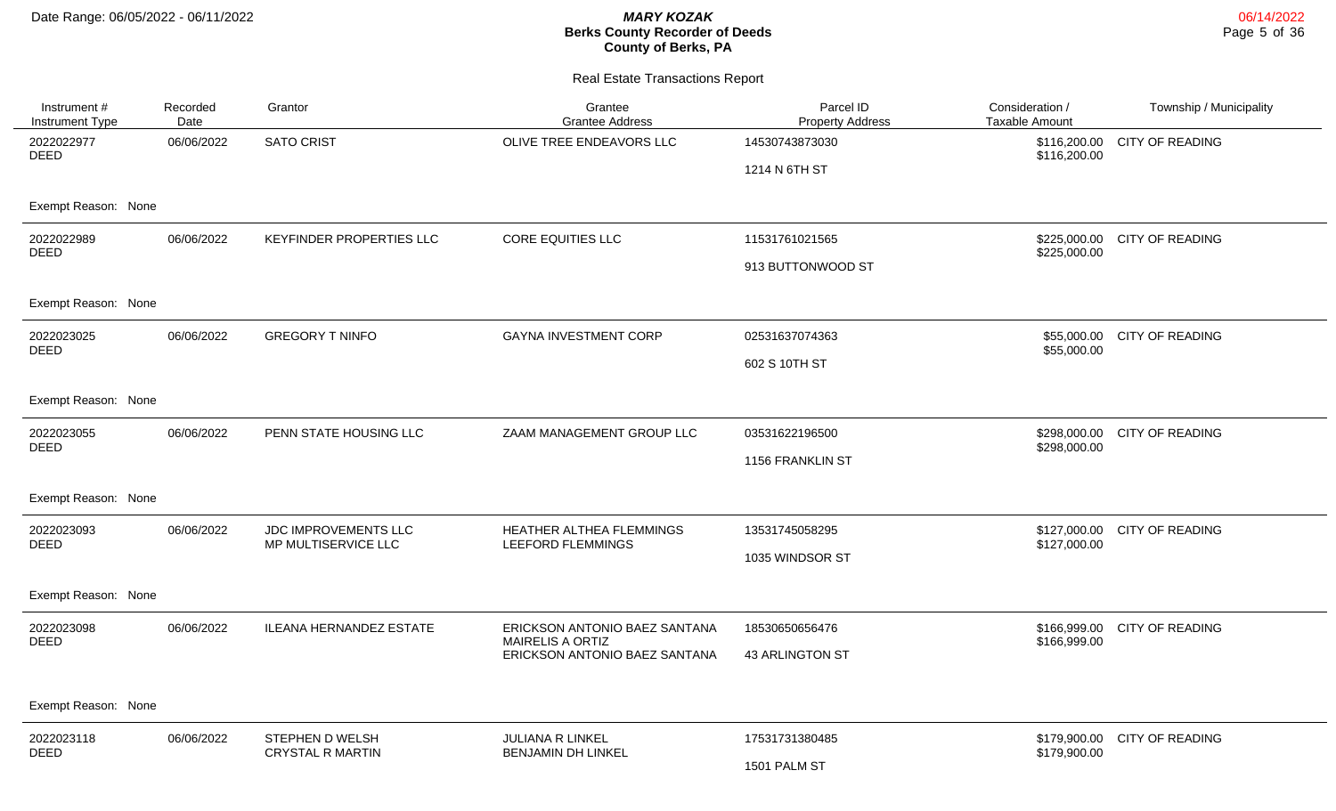Date Range: 06/05/2022 - 06/11/2022

# MARY KOZAK
## Berks County Recorder of Deeds
## County of Berks, PA

### Real Estate Transactions Report

| Instrument # / Instrument Type | Recorded Date | Grantor | Grantee / Grantee Address | Parcel ID / Property Address | Consideration / Taxable Amount | Township / Municipality |
|---|---|---|---|---|---|---|
| 2022022977 DEED | 06/06/2022 | SATO CRIST | OLIVE TREE ENDEAVORS LLC | 14530743873030 1214 N 6TH ST | \$116,200.00 \$116,200.00 | CITY OF READING |
| Exempt Reason: None | | | | | | |
| 2022022989 DEED | 06/06/2022 | KEYFINDER PROPERTIES LLC | CORE EQUITIES LLC | 11531761021565 913 BUTTONWOOD ST | \$225,000.00 \$225,000.00 | CITY OF READING |
| Exempt Reason: None | | | | | | |
| 2022023025 DEED | 06/06/2022 | GREGORY T NINFO | GAYNA INVESTMENT CORP | 02531637074363 602 S 10TH ST | \$55,000.00 \$55,000.00 | CITY OF READING |
| Exempt Reason: None | | | | | | |
| 2022023055 DEED | 06/06/2022 | PENN STATE HOUSING LLC | ZAAM MANAGEMENT GROUP LLC | 03531622196500 1156 FRANKLIN ST | \$298,000.00 \$298,000.00 | CITY OF READING |
| Exempt Reason: None | | | | | | |
| 2022023093 DEED | 06/06/2022 | JDC IMPROVEMENTS LLC MP MULTISERVICE LLC | HEATHER ALTHEA FLEMMINGS LEEFORD FLEMMINGS | 13531745058295 1035 WINDSOR ST | \$127,000.00 \$127,000.00 | CITY OF READING |
| Exempt Reason: None | | | | | | |
| 2022023098 DEED | 06/06/2022 | ILEANA HERNANDEZ ESTATE | ERICKSON ANTONIO BAEZ SANTANA MAIRELIS A ORTIZ ERICKSON ANTONIO BAEZ SANTANA | 18530650656476 43 ARLINGTON ST | \$166,999.00 \$166,999.00 | CITY OF READING |
| Exempt Reason: None | | | | | | |
| 2022023118 DEED | 06/06/2022 | STEPHEN D WELSH CRYSTAL R MARTIN | JULIANA R LINKEL BENJAMIN DH LINKEL | 17531731380485 1501 PALM ST | \$179,900.00 \$179,900.00 | CITY OF READING |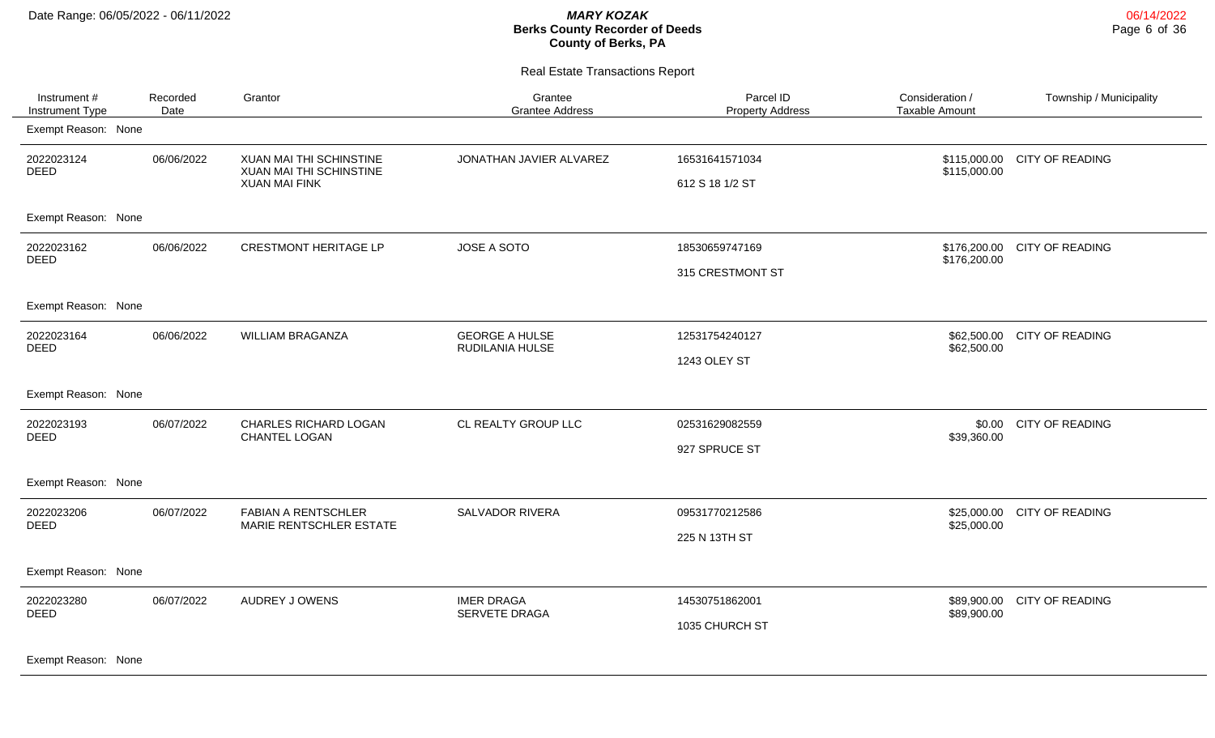# MARY KOZAK
## Berks County Recorder of Deeds
## County of Berks, PA

Date Range: 06/05/2022 - 06/11/2022

06/14/2022

### Real Estate Transactions Report

| Instrument # / Instrument Type | Recorded Date | Grantor | Grantee / Grantee Address | Parcel ID / Property Address | Consideration / Taxable Amount | Township / Municipality |
|---|---|---|---|---|---|---|
| Exempt Reason: None | | | | | | |
| 2022023124 DEED | 06/06/2022 | XUAN MAI THI SCHINSTINE<br>XUAN MAI THI SCHINSTINE<br>XUAN MAI FINK | JONATHAN JAVIER ALVAREZ | 16531641571034<br>612 S 18 1/2 ST | $115,000.00<br>$115,000.00 | CITY OF READING |
| Exempt Reason: None | | | | | | |
| 2022023162 DEED | 06/06/2022 | CRESTMONT HERITAGE LP | JOSE A SOTO | 18530659747169<br>315 CRESTMONT ST | $176,200.00<br>$176,200.00 | CITY OF READING |
| Exempt Reason: None | | | | | | |
| 2022023164 DEED | 06/06/2022 | WILLIAM BRAGANZA | GEORGE A HULSE<br>RUDILANIA HULSE | 12531754240127<br>1243 OLEY ST | $62,500.00<br>$62,500.00 | CITY OF READING |
| Exempt Reason: None | | | | | | |
| 2022023193 DEED | 06/07/2022 | CHARLES RICHARD LOGAN<br>CHANTEL LOGAN | CL REALTY GROUP LLC | 02531629082559<br>927 SPRUCE ST | $0.00<br>$39,360.00 | CITY OF READING |
| Exempt Reason: None | | | | | | |
| 2022023206 DEED | 06/07/2022 | FABIAN A RENTSCHLER<br>MARIE RENTSCHLER ESTATE | SALVADOR RIVERA | 09531770212586<br>225 N 13TH ST | $25,000.00<br>$25,000.00 | CITY OF READING |
| Exempt Reason: None | | | | | | |
| 2022023280 DEED | 06/07/2022 | AUDREY J OWENS | IMER DRAGA<br>SERVETE DRAGA | 14530751862001<br>1035 CHURCH ST | $89,900.00<br>$89,900.00 | CITY OF READING |
| Exempt Reason: None | | | | | | |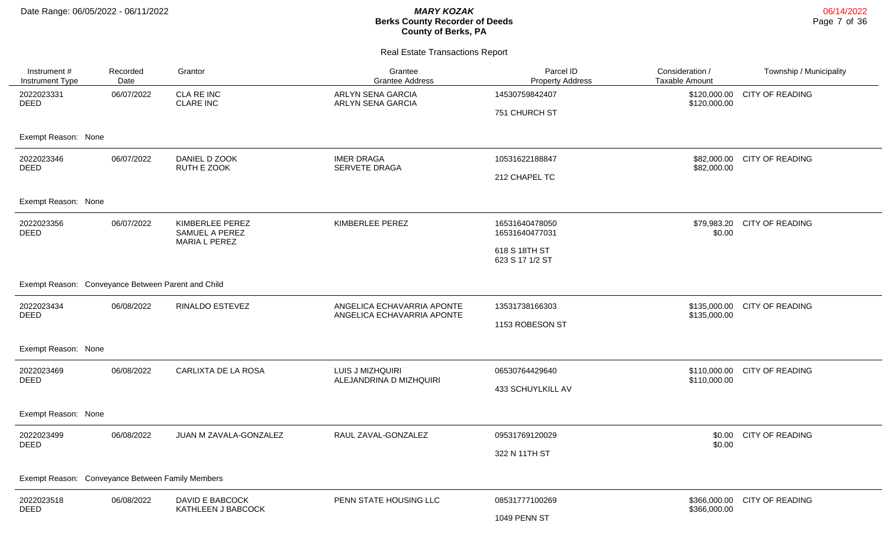# MARY KOZAK
## Berks County Recorder of Deeds
## County of Berks, PA

Date Range: 06/05/2022 - 06/11/2022

06/14/2022

### Real Estate Transactions Report

| Instrument # / Instrument Type | Recorded Date | Grantor | Grantee / Grantee Address | Parcel ID / Property Address | Consideration / Taxable Amount | Township / Municipality |
|---|---|---|---|---|---|---|
| 2022023331 DEED | 06/07/2022 | CLA RE INC<br>CLARE INC | ARLYN SENA GARCIA<br>ARLYN SENA GARCIA | 14530759842407<br>751 CHURCH ST | $120,000.00<br>$120,000.00 | CITY OF READING |
| Exempt Reason: None | | | | | | |
| 2022023346 DEED | 06/07/2022 | DANIEL D ZOOK<br>RUTH E ZOOK | IMER DRAGA<br>SERVETE DRAGA | 10531622188847<br>212 CHAPEL TC | $82,000.00<br>$82,000.00 | CITY OF READING |
| Exempt Reason: None | | | | | | |
| 2022023356 DEED | 06/07/2022 | KIMBERLEE PEREZ<br>SAMUEL A PEREZ<br>MARIA L PEREZ | KIMBERLEE PEREZ | 16531640478050<br>16531640477031<br>618 S 18TH ST<br>623 S 17 1/2 ST | $79,983.20<br>$0.00 | CITY OF READING |
| Exempt Reason: Conveyance Between Parent and Child | | | | | | |
| 2022023434 DEED | 06/08/2022 | RINALDO ESTEVEZ | ANGELICA ECHAVARRIA APONTE<br>ANGELICA ECHAVARRIA APONTE | 13531738166303<br>1153 ROBESON ST | $135,000.00<br>$135,000.00 | CITY OF READING |
| Exempt Reason: None | | | | | | |
| 2022023469 DEED | 06/08/2022 | CARLIXTA DE LA ROSA | LUIS J MIZHQUIRI<br>ALEJANDRINA D MIZHQUIRI | 06530764429640<br>433 SCHUYLKILL AV | $110,000.00<br>$110,000.00 | CITY OF READING |
| Exempt Reason: None | | | | | | |
| 2022023499 DEED | 06/08/2022 | JUAN M ZAVALA-GONZALEZ | RAUL ZAVAL-GONZALEZ | 09531769120029<br>322 N 11TH ST | $0.00<br>$0.00 | CITY OF READING |
| Exempt Reason: Conveyance Between Family Members | | | | | | |
| 2022023518 DEED | 06/08/2022 | DAVID E BABCOCK<br>KATHLEEN J BABCOCK | PENN STATE HOUSING LLC | 08531777100269<br>1049 PENN ST | $366,000.00<br>$366,000.00 | CITY OF READING |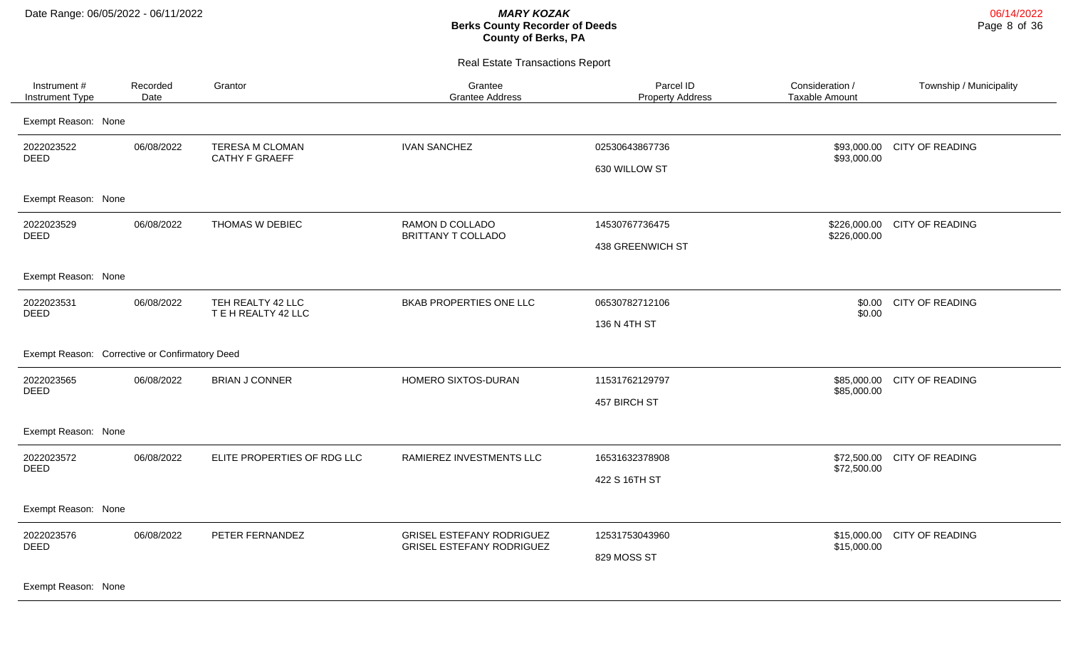# Berks County Recorder of Deeds

**MARY KOZAK**

**County of Berks, PA**

Date Range: 06/05/2022 - 06/11/2022

06/14/2022

## Real Estate Transactions Report

| Instrument # / Instrument Type | Recorded Date | Grantor | Grantee / Grantee Address | Parcel ID / Property Address | Consideration / Taxable Amount | Township / Municipality |
|---|---|---|---|---|---|---|
| Exempt Reason: None | | | | | | |
| 2022023522 DEED | 06/08/2022 | TERESA M CLOMAN<br>CATHY F GRAEFF | IVAN SANCHEZ | 02530643867736<br>630 WILLOW ST | $93,000.00<br>$93,000.00 | CITY OF READING |
| Exempt Reason: None | | | | | | |
| 2022023529 DEED | 06/08/2022 | THOMAS W DEBIEC | RAMON D COLLADO<br>BRITTANY T COLLADO | 14530767736475<br>438 GREENWICH ST | $226,000.00<br>$226,000.00 | CITY OF READING |
| Exempt Reason: None | | | | | | |
| 2022023531 DEED | 06/08/2022 | TEH REALTY 42 LLC<br>T E H REALTY 42 LLC | BKAB PROPERTIES ONE LLC | 06530782712106<br>136 N 4TH ST | $0.00<br>$0.00 | CITY OF READING |
| Exempt Reason: Corrective or Confirmatory Deed | | | | | | |
| 2022023565 DEED | 06/08/2022 | BRIAN J CONNER | HOMERO SIXTOS-DURAN | 11531762129797<br>457 BIRCH ST | $85,000.00<br>$85,000.00 | CITY OF READING |
| Exempt Reason: None | | | | | | |
| 2022023572 DEED | 06/08/2022 | ELITE PROPERTIES OF RDG LLC | RAMIEREZ INVESTMENTS LLC | 16531632378908<br>422 S 16TH ST | $72,500.00<br>$72,500.00 | CITY OF READING |
| Exempt Reason: None | | | | | | |
| 2022023576 DEED | 06/08/2022 | PETER FERNANDEZ | GRISEL ESTEFANY RODRIGUEZ<br>GRISEL ESTEFANY RODRIGUEZ | 12531753043960<br>829 MOSS ST | $15,000.00<br>$15,000.00 | CITY OF READING |
| Exempt Reason: None | | | | | | |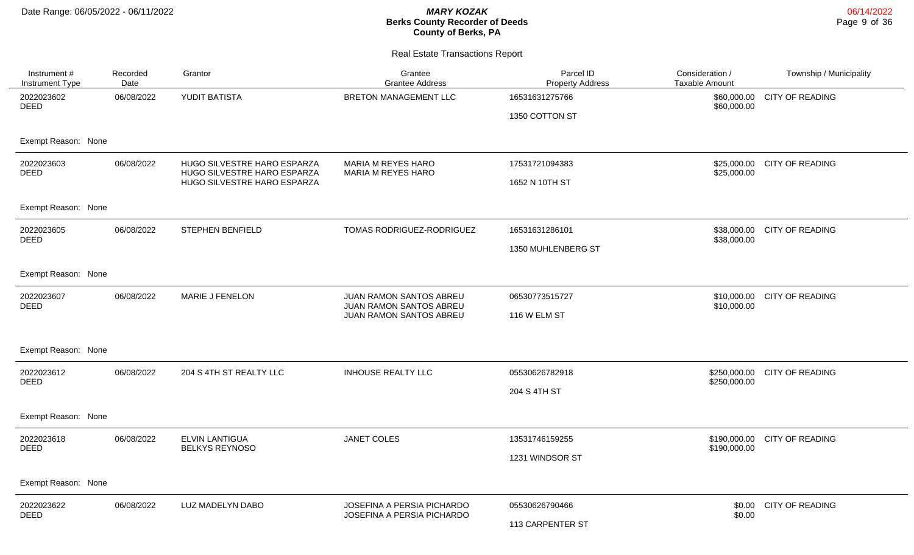Date Range: 06/05/2022 - 06/11/2022

**MARY KOZAK**
**Berks County Recorder of Deeds**
**County of Berks, PA**

06/14/2022

## Real Estate Transactions Report

| Instrument # / Instrument Type | Recorded Date | Grantor | Grantee / Grantee Address | Parcel ID / Property Address | Consideration / Taxable Amount | Township / Municipality |
|---|---|---|---|---|---|---|
| 2022023602 DEED | 06/08/2022 | YUDIT BATISTA | BRETON MANAGEMENT LLC | 16531631275766 1350 COTTON ST | \$60,000.00 \$60,000.00 | CITY OF READING |
| Exempt Reason: None | | | | | | |
| 2022023603 DEED | 06/08/2022 | HUGO SILVESTRE HARO ESPARZA HUGO SILVESTRE HARO ESPARZA HUGO SILVESTRE HARO ESPARZA | MARIA M REYES HARO MARIA M REYES HARO | 17531721094383 1652 N 10TH ST | \$25,000.00 \$25,000.00 | CITY OF READING |
| Exempt Reason: None | | | | | | |
| 2022023605 DEED | 06/08/2022 | STEPHEN BENFIELD | TOMAS RODRIGUEZ-RODRIGUEZ | 16531631286101 1350 MUHLENBERG ST | \$38,000.00 \$38,000.00 | CITY OF READING |
| Exempt Reason: None | | | | | | |
| 2022023607 DEED | 06/08/2022 | MARIE J FENELON | JUAN RAMON SANTOS ABREU JUAN RAMON SANTOS ABREU JUAN RAMON SANTOS ABREU | 06530773515727 116 W ELM ST | \$10,000.00 \$10,000.00 | CITY OF READING |
| Exempt Reason: None | | | | | | |
| 2022023612 DEED | 06/08/2022 | 204 S 4TH ST REALTY LLC | INHOUSE REALTY LLC | 05530626782918 204 S 4TH ST | \$250,000.00 \$250,000.00 | CITY OF READING |
| Exempt Reason: None | | | | | | |
| 2022023618 DEED | 06/08/2022 | ELVIN LANTIGUA BELKYS REYNOSO | JANET COLES | 13531746159255 1231 WINDSOR ST | \$190,000.00 \$190,000.00 | CITY OF READING |
| Exempt Reason: None | | | | | | |
| 2022023622 DEED | 06/08/2022 | LUZ MADELYN DABO | JOSEFINA A PERSIA PICHARDO JOSEFINA A PERSIA PICHARDO | 05530626790466 113 CARPENTER ST | \$0.00 \$0.00 | CITY OF READING |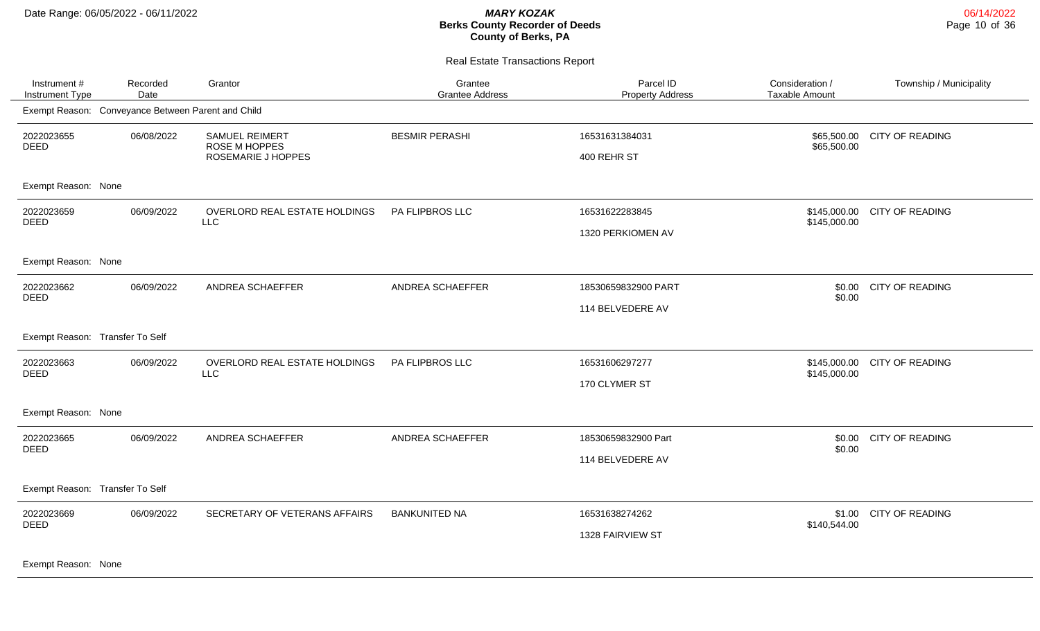## Real Estate Transactions Report

| Instrument # / Instrument Type | Recorded Date | Grantor | Grantee / Grantee Address | Parcel ID / Property Address | Consideration / Taxable Amount | Township / Municipality |
|---|---|---|---|---|---|---|
| Exempt Reason: Conveyance Between Parent and Child | | | | | | |
| 2022023655 DEED | 06/08/2022 | SAMUEL REIMERT ROSE M HOPPES ROSEMARIE J HOPPES | BESMIR PERASHI | 16531631384031 400 REHR ST | $65,500.00 $65,500.00 | CITY OF READING |
| Exempt Reason: None | | | | | | |
| 2022023659 DEED | 06/09/2022 | OVERLORD REAL ESTATE HOLDINGS LLC | PA FLIPBROS LLC | 16531622283845 1320 PERKIOMEN AV | $145,000.00 $145,000.00 | CITY OF READING |
| Exempt Reason: None | | | | | | |
| 2022023662 DEED | 06/09/2022 | ANDREA SCHAEFFER | ANDREA SCHAEFFER | 18530659832900 PART 114 BELVEDERE AV | $0.00 $0.00 | CITY OF READING |
| Exempt Reason: Transfer To Self | | | | | | |
| 2022023663 DEED | 06/09/2022 | OVERLORD REAL ESTATE HOLDINGS LLC | PA FLIPBROS LLC | 16531606297277 170 CLYMER ST | $145,000.00 $145,000.00 | CITY OF READING |
| Exempt Reason: None | | | | | | |
| 2022023665 DEED | 06/09/2022 | ANDREA SCHAEFFER | ANDREA SCHAEFFER | 18530659832900 Part 114 BELVEDERE AV | $0.00 $0.00 | CITY OF READING |
| Exempt Reason: Transfer To Self | | | | | | |
| 2022023669 DEED | 06/09/2022 | SECRETARY OF VETERANS AFFAIRS | BANKUNITED NA | 16531638274262 1328 FAIRVIEW ST | $1.00 $140,544.00 | CITY OF READING |
| Exempt Reason: None | | | | | | |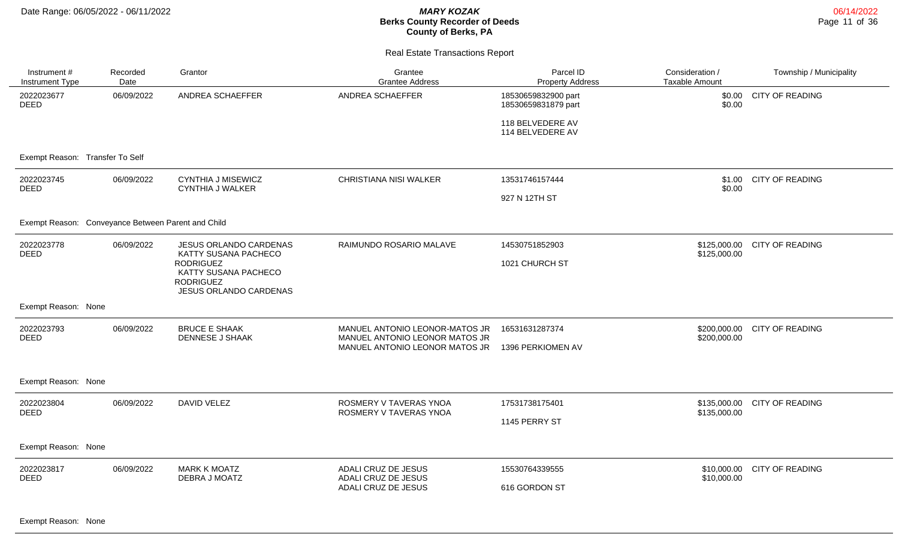Date Range: 06/05/2022 - 06/11/2022

***MARY KOZAK***
**Berks County Recorder of Deeds**
**County of Berks, PA**

Real Estate Transactions Report

| Instrument # / Instrument Type | Recorded Date | Grantor | Grantee / Grantee Address | Parcel ID / Property Address | Consideration / Taxable Amount | Township / Municipality |
|---|---|---|---|---|---|---|
| 2022023677 DEED | 06/09/2022 | ANDREA SCHAEFFER | ANDREA SCHAEFFER | 18530659832900 part 18530659831879 part 118 BELVEDERE AV 114 BELVEDERE AV | $0.00 $0.00 | CITY OF READING |
| Exempt Reason: Transfer To Self | | | | | | |
| 2022023745 DEED | 06/09/2022 | CYNTHIA J MISEWICZ CYNTHIA J WALKER | CHRISTIANA NISI WALKER | 13531746157444 927 N 12TH ST | $1.00 $0.00 | CITY OF READING |
| Exempt Reason: Conveyance Between Parent and Child | | | | | | |
| 2022023778 DEED | 06/09/2022 | JESUS ORLANDO CARDENAS KATTY SUSANA PACHECO RODRIGUEZ KATTY SUSANA PACHECO RODRIGUEZ JESUS ORLANDO CARDENAS | RAIMUNDO ROSARIO MALAVE | 14530751852903 1021 CHURCH ST | $125,000.00 $125,000.00 | CITY OF READING |
| Exempt Reason: None | | | | | | |
| 2022023793 DEED | 06/09/2022 | BRUCE E SHAAK DENNESE J SHAAK | MANUEL ANTONIO LEONOR-MATOS JR MANUEL ANTONIO LEONOR MATOS JR MANUEL ANTONIO LEONOR MATOS JR | 16531631287374 1396 PERKIOMEN AV | $200,000.00 $200,000.00 | CITY OF READING |
| Exempt Reason: None | | | | | | |
| 2022023804 DEED | 06/09/2022 | DAVID VELEZ | ROSMERY V TAVERAS YNOA ROSMERY V TAVERAS YNOA | 17531738175401 1145 PERRY ST | $135,000.00 $135,000.00 | CITY OF READING |
| Exempt Reason: None | | | | | | |
| 2022023817 DEED | 06/09/2022 | MARK K MOATZ DEBRA J MOATZ | ADALI CRUZ DE JESUS ADALI CRUZ DE JESUS ADALI CRUZ DE JESUS | 15530764339555 616 GORDON ST | $10,000.00 $10,000.00 | CITY OF READING |
| Exempt Reason: None | | | | | | |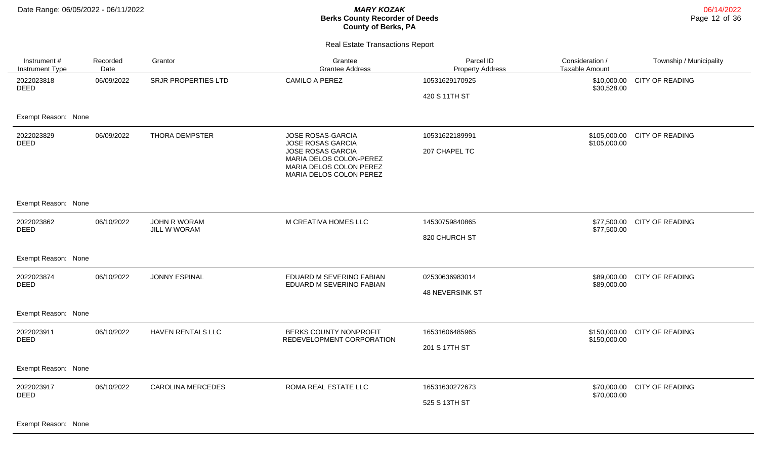# Real Estate Transactions Report

**MARY KOZAK**
**Berks County Recorder of Deeds**
**County of Berks, PA**

Date Range: 06/05/2022 - 06/11/2022

| Instrument # / Instrument Type | Recorded Date | Grantor | Grantee / Grantee Address | Parcel ID / Property Address | Consideration / Taxable Amount | Township / Municipality |
|---|---|---|---|---|---|---|
| 2022023818 DEED | 06/09/2022 | SRJR PROPERTIES LTD | CAMILO A PEREZ | 10531629170925 420 S 11TH ST | \$10,000.00 \$30,528.00 | CITY OF READING |
| Exempt Reason: None | | | | | | |
| 2022023829 DEED | 06/09/2022 | THORA DEMPSTER | JOSE ROSAS-GARCIA JOSE ROSAS GARCIA JOSE ROSAS GARCIA MARIA DELOS COLON-PEREZ MARIA DELOS COLON PEREZ MARIA DELOS COLON PEREZ | 10531622189991 207 CHAPEL TC | \$105,000.00 \$105,000.00 | CITY OF READING |
| Exempt Reason: None | | | | | | |
| 2022023862 DEED | 06/10/2022 | JOHN R WORAM JILL W WORAM | M CREATIVA HOMES LLC | 14530759840865 820 CHURCH ST | \$77,500.00 \$77,500.00 | CITY OF READING |
| Exempt Reason: None | | | | | | |
| 2022023874 DEED | 06/10/2022 | JONNY ESPINAL | EDUARD M SEVERINO FABIAN EDUARD M SEVERINO FABIAN | 02530636983014 48 NEVERSINK ST | \$89,000.00 \$89,000.00 | CITY OF READING |
| Exempt Reason: None | | | | | | |
| 2022023911 DEED | 06/10/2022 | HAVEN RENTALS LLC | BERKS COUNTY NONPROFIT REDEVELOPMENT CORPORATION | 16531606485965 201 S 17TH ST | \$150,000.00 \$150,000.00 | CITY OF READING |
| Exempt Reason: None | | | | | | |
| 2022023917 DEED | 06/10/2022 | CAROLINA MERCEDES | ROMA REAL ESTATE LLC | 16531630272673 525 S 13TH ST | \$70,000.00 \$70,000.00 | CITY OF READING |
| Exempt Reason: None | | | | | | |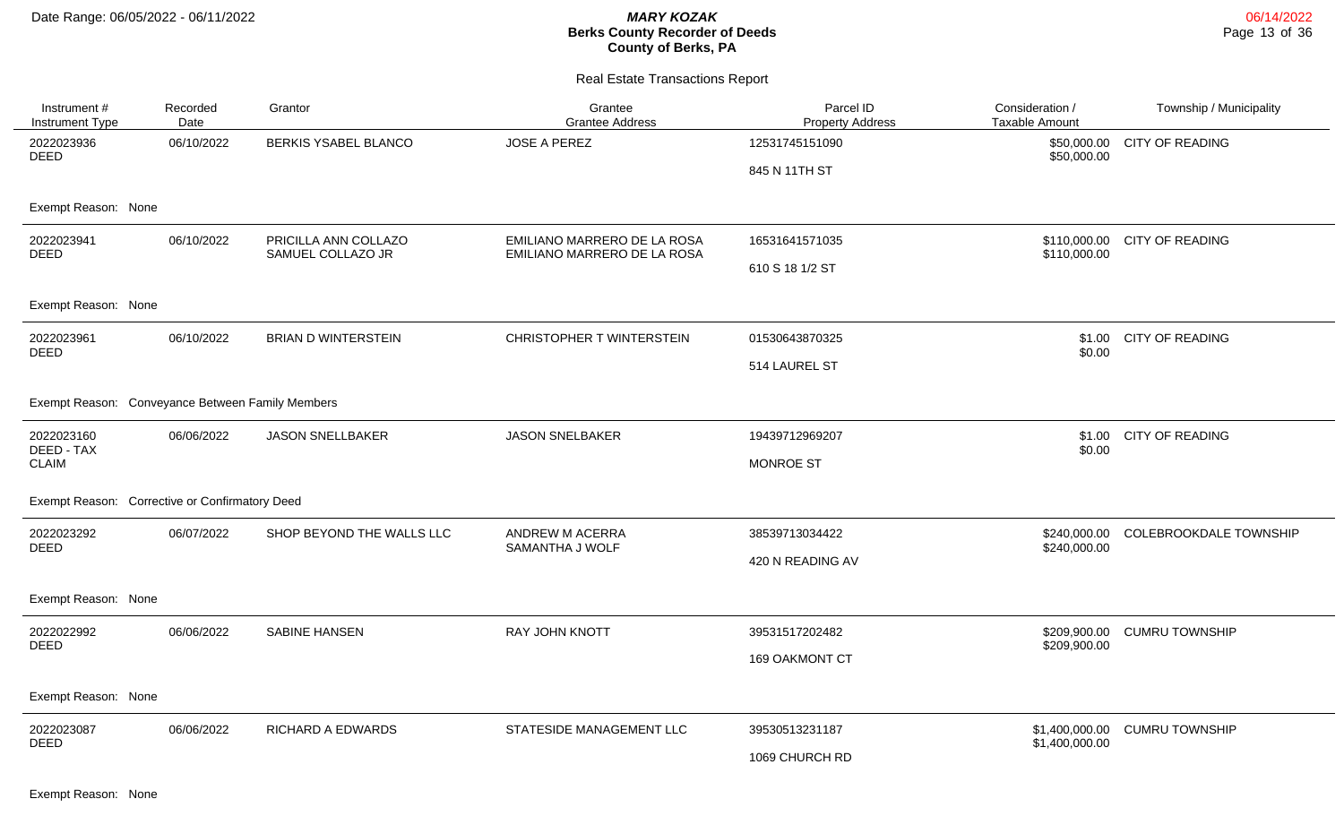# Berks County Recorder of Deeds

## Real Estate Transactions Report

Date Range: 06/05/2022 - 06/11/2022

| Instrument # / Instrument Type | Recorded Date | Grantor | Grantee / Grantee Address | Parcel ID / Property Address | Consideration / Taxable Amount | Township / Municipality |
|---|---|---|---|---|---|---|
| 2022023936 DEED | 06/10/2022 | BERKIS YSABEL BLANCO | JOSE A PEREZ | 12531745151090 845 N 11TH ST | $50,000.00 $50,000.00 | CITY OF READING |
| Exempt Reason: None | | | | | | |
| 2022023941 DEED | 06/10/2022 | PRICILLA ANN COLLAZO SAMUEL COLLAZO JR | EMILIANO MARRERO DE LA ROSA EMILIANO MARRERO DE LA ROSA | 16531641571035 610 S 18 1/2 ST | $110,000.00 $110,000.00 | CITY OF READING |
| Exempt Reason: None | | | | | | |
| 2022023961 DEED | 06/10/2022 | BRIAN D WINTERSTEIN | CHRISTOPHER T WINTERSTEIN | 01530643870325 514 LAUREL ST | $1.00 $0.00 | CITY OF READING |
| Exempt Reason: Conveyance Between Family Members | | | | | | |
| 2022023160 DEED - TAX CLAIM | 06/06/2022 | JASON SNELLBAKER | JASON SNELBAKER | 19439712969207 MONROE ST | $1.00 $0.00 | CITY OF READING |
| Exempt Reason: Corrective or Confirmatory Deed | | | | | | |
| 2022023292 DEED | 06/07/2022 | SHOP BEYOND THE WALLS LLC | ANDREW M ACERRA SAMANTHA J WOLF | 38539713034422 420 N READING AV | $240,000.00 $240,000.00 | COLEBROOKDALE TOWNSHIP |
| Exempt Reason: None | | | | | | |
| 2022022992 DEED | 06/06/2022 | SABINE HANSEN | RAY JOHN KNOTT | 39531517202482 169 OAKMONT CT | $209,900.00 $209,900.00 | CUMRU TOWNSHIP |
| Exempt Reason: None | | | | | | |
| 2022023087 DEED | 06/06/2022 | RICHARD A EDWARDS | STATESIDE MANAGEMENT LLC | 39530513231187 1069 CHURCH RD | $1,400,000.00 $1,400,000.00 | CUMRU TOWNSHIP |
| Exempt Reason: None | | | | | | |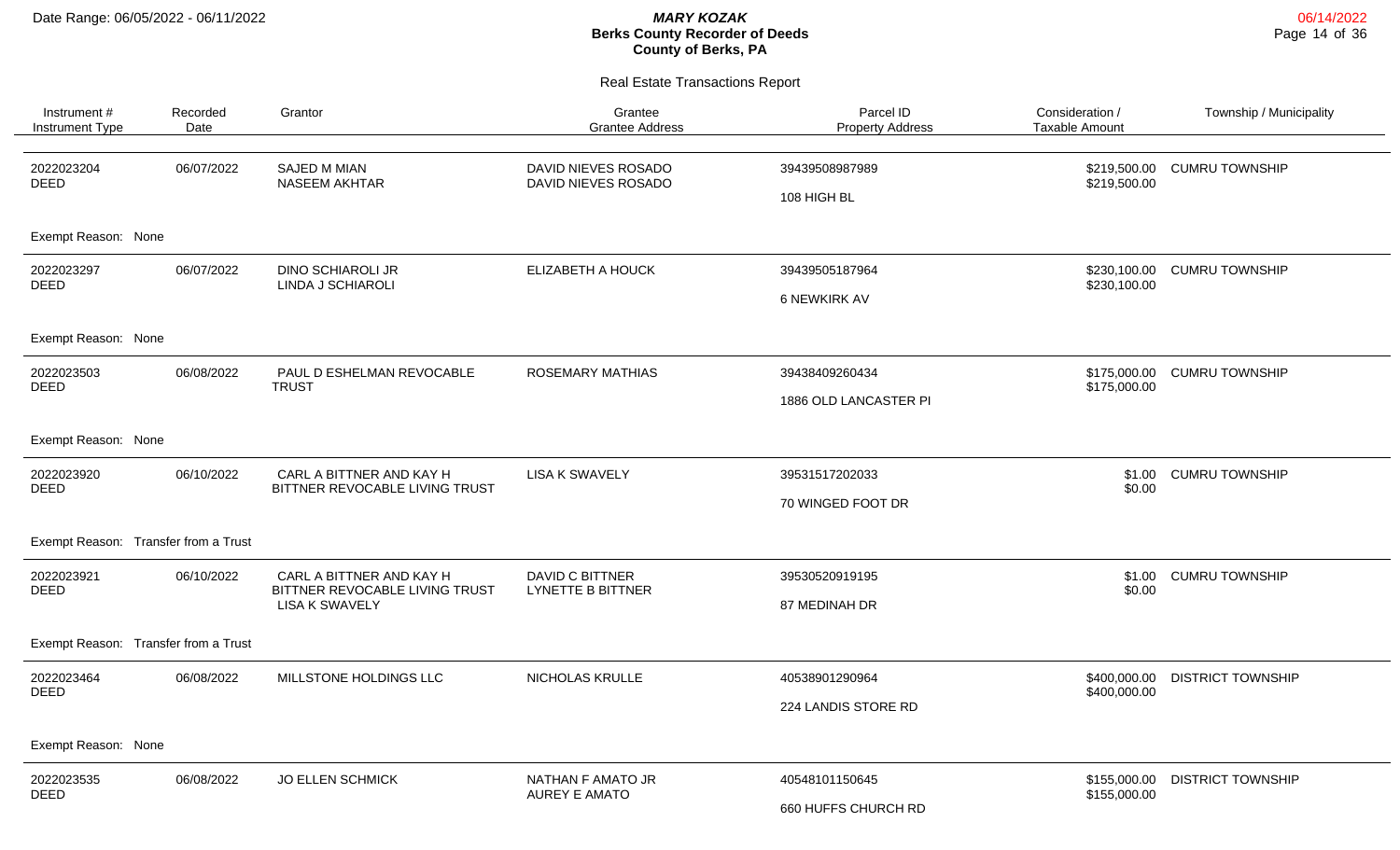# Real Estate Transactions Report

| Instrument # / Instrument Type | Recorded Date | Grantor | Grantee / Grantee Address | Parcel ID / Property Address | Consideration / Taxable Amount | Township / Municipality |
|---|---|---|---|---|---|---|
| 2022023204 DEED | 06/07/2022 | SAJED M MIAN<br>NASEEM AKHTAR | DAVID NIEVES ROSADO<br>DAVID NIEVES ROSADO | 39439508987989<br>108 HIGH BL | $219,500.00<br>$219,500.00 | CUMRU TOWNSHIP |
| Exempt Reason: None | | | | | | |
| 2022023297 DEED | 06/07/2022 | DINO SCHIAROLI JR<br>LINDA J SCHIAROLI | ELIZABETH A HOUCK | 39439505187964<br>6 NEWKIRK AV | $230,100.00<br>$230,100.00 | CUMRU TOWNSHIP |
| Exempt Reason: None | | | | | | |
| 2022023503 DEED | 06/08/2022 | PAUL D ESHELMAN REVOCABLE TRUST | ROSEMARY MATHIAS | 39438409260434<br>1886 OLD LANCASTER PI | $175,000.00<br>$175,000.00 | CUMRU TOWNSHIP |
| Exempt Reason: None | | | | | | |
| 2022023920 DEED | 06/10/2022 | CARL A BITTNER AND KAY H BITTNER REVOCABLE LIVING TRUST | LISA K SWAVELY | 39531517202033<br>70 WINGED FOOT DR | $1.00<br>$0.00 | CUMRU TOWNSHIP |
| Exempt Reason: Transfer from a Trust | | | | | | |
| 2022023921 DEED | 06/10/2022 | CARL A BITTNER AND KAY H BITTNER REVOCABLE LIVING TRUST<br>LISA K SWAVELY | DAVID C BITTNER<br>LYNETTE B BITTNER | 39530520919195<br>87 MEDINAH DR | $1.00<br>$0.00 | CUMRU TOWNSHIP |
| Exempt Reason: Transfer from a Trust | | | | | | |
| 2022023464 DEED | 06/08/2022 | MILLSTONE HOLDINGS LLC | NICHOLAS KRULLE | 40538901290964<br>224 LANDIS STORE RD | $400,000.00<br>$400,000.00 | DISTRICT TOWNSHIP |
| Exempt Reason: None | | | | | | |
| 2022023535 DEED | 06/08/2022 | JO ELLEN SCHMICK | NATHAN F AMATO JR<br>AUREY E AMATO | 40548101150645<br>660 HUFFS CHURCH RD | $155,000.00<br>$155,000.00 | DISTRICT TOWNSHIP |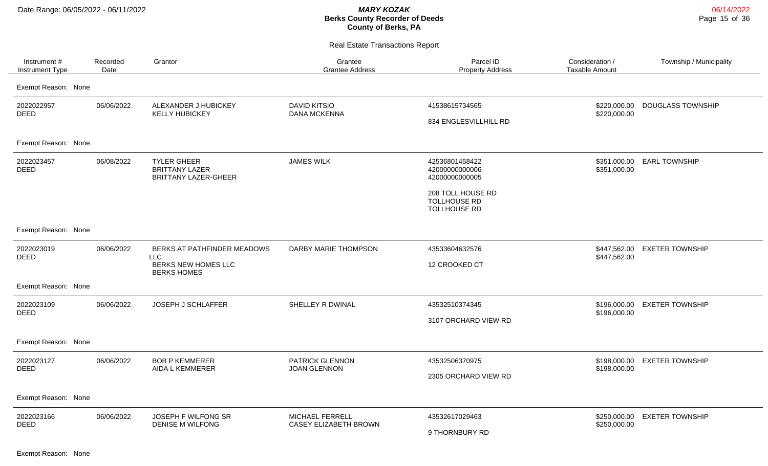# Real Estate Transactions Report

| Instrument # Instrument Type | Recorded Date | Grantor | Grantee Grantee Address | Parcel ID Property Address | Consideration / Taxable Amount | Township / Municipality |
|---|---|---|---|---|---|---|
| Exempt Reason: None | | | | | | |
| 2022022957 DEED | 06/06/2022 | ALEXANDER J HUBICKEY KELLY HUBICKEY | DAVID KITSIO DANA MCKENNA | 41538615734565 834 ENGLESVILLHILL RD | $220,000.00 $220,000.00 | DOUGLASS TOWNSHIP |
| Exempt Reason: None | | | | | | |
| 2022023457 DEED | 06/08/2022 | TYLER GHEER BRITTANY LAZER BRITTANY LAZER-GHEER | JAMES WILK | 42536801458422 42000000000006 42000000000005 208 TOLL HOUSE RD TOLLHOUSE RD TOLLHOUSE RD | $351,000.00 $351,000.00 | EARL TOWNSHIP |
| Exempt Reason: None | | | | | | |
| 2022023019 DEED | 06/06/2022 | BERKS AT PATHFINDER MEADOWS LLC BERKS NEW HOMES LLC BERKS HOMES | DARBY MARIE THOMPSON | 43533604632576 12 CROOKED CT | $447,562.00 $447,562.00 | EXETER TOWNSHIP |
| Exempt Reason: None | | | | | | |
| 2022023109 DEED | 06/06/2022 | JOSEPH J SCHLAFFER | SHELLEY R DWINAL | 43532510374345 3107 ORCHARD VIEW RD | $196,000.00 $196,000.00 | EXETER TOWNSHIP |
| Exempt Reason: None | | | | | | |
| 2022023127 DEED | 06/06/2022 | BOB P KEMMERER AIDA L KEMMERER | PATRICK GLENNON JOAN GLENNON | 43532506370975 2305 ORCHARD VIEW RD | $198,000.00 $198,000.00 | EXETER TOWNSHIP |
| Exempt Reason: None | | | | | | |
| 2022023166 DEED | 06/06/2022 | JOSEPH F WILFONG SR DENISE M WILFONG | MICHAEL FERRELL CASEY ELIZABETH BROWN | 43532617029463 9 THORNBURY RD | $250,000.00 $250,000.00 | EXETER TOWNSHIP |
| Exempt Reason: None | | | | | | |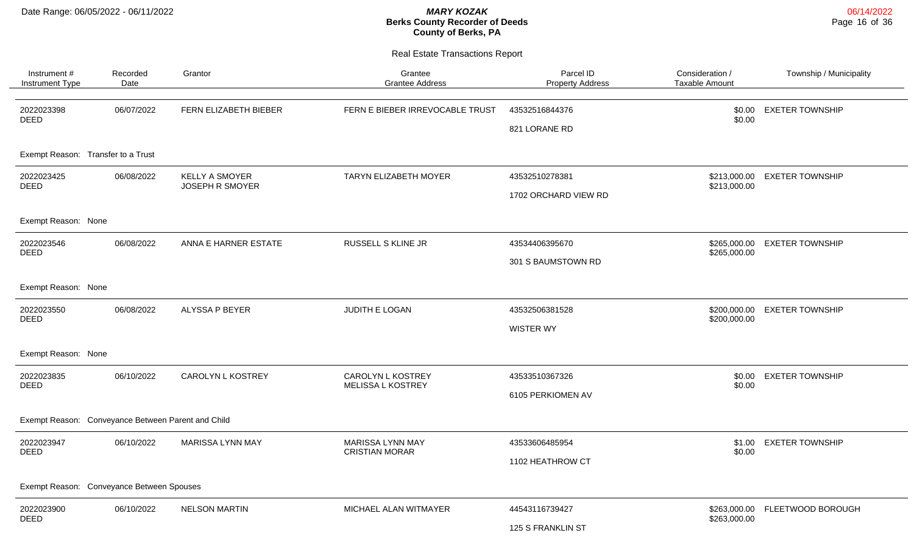Date Range: 06/05/2022 - 06/11/2022

***MARY KOZAK***
**Berks County Recorder of Deeds**
**County of Berks, PA**

06/14/2022

## Real Estate Transactions Report

| Instrument # / Instrument Type | Recorded Date | Grantor | Grantee / Grantee Address | Parcel ID / Property Address | Consideration / Taxable Amount | Township / Municipality |
|---|---|---|---|---|---|---|
| 2022023398 DEED | 06/07/2022 | FERN ELIZABETH BIEBER | FERN E BIEBER IRREVOCABLE TRUST | 43532516844376 821 LORANE RD | $0.00 $0.00 | EXETER TOWNSHIP |
| Exempt Reason: Transfer to a Trust | | | | | | |
| 2022023425 DEED | 06/08/2022 | KELLY A SMOYER JOSEPH R SMOYER | TARYN ELIZABETH MOYER | 43532510278381 1702 ORCHARD VIEW RD | $213,000.00 $213,000.00 | EXETER TOWNSHIP |
| Exempt Reason: None | | | | | | |
| 2022023546 DEED | 06/08/2022 | ANNA E HARNER ESTATE | RUSSELL S KLINE JR | 43534406395670 301 S BAUMSTOWN RD | $265,000.00 $265,000.00 | EXETER TOWNSHIP |
| Exempt Reason: None | | | | | | |
| 2022023550 DEED | 06/08/2022 | ALYSSA P BEYER | JUDITH E LOGAN | 43532506381528 WISTER WY | $200,000.00 $200,000.00 | EXETER TOWNSHIP |
| Exempt Reason: None | | | | | | |
| 2022023835 DEED | 06/10/2022 | CAROLYN L KOSTREY | CAROLYN L KOSTREY MELISSA L KOSTREY | 43533510367326 6105 PERKIOMEN AV | $0.00 $0.00 | EXETER TOWNSHIP |
| Exempt Reason: Conveyance Between Parent and Child | | | | | | |
| 2022023947 DEED | 06/10/2022 | MARISSA LYNN MAY | MARISSA LYNN MAY CRISTIAN MORAR | 43533606485954 1102 HEATHROW CT | $1.00 $0.00 | EXETER TOWNSHIP |
| Exempt Reason: Conveyance Between Spouses | | | | | | |
| 2022023900 DEED | 06/10/2022 | NELSON MARTIN | MICHAEL ALAN WITMAYER | 44543116739427 125 S FRANKLIN ST | $263,000.00 $263,000.00 | FLEETWOOD BOROUGH |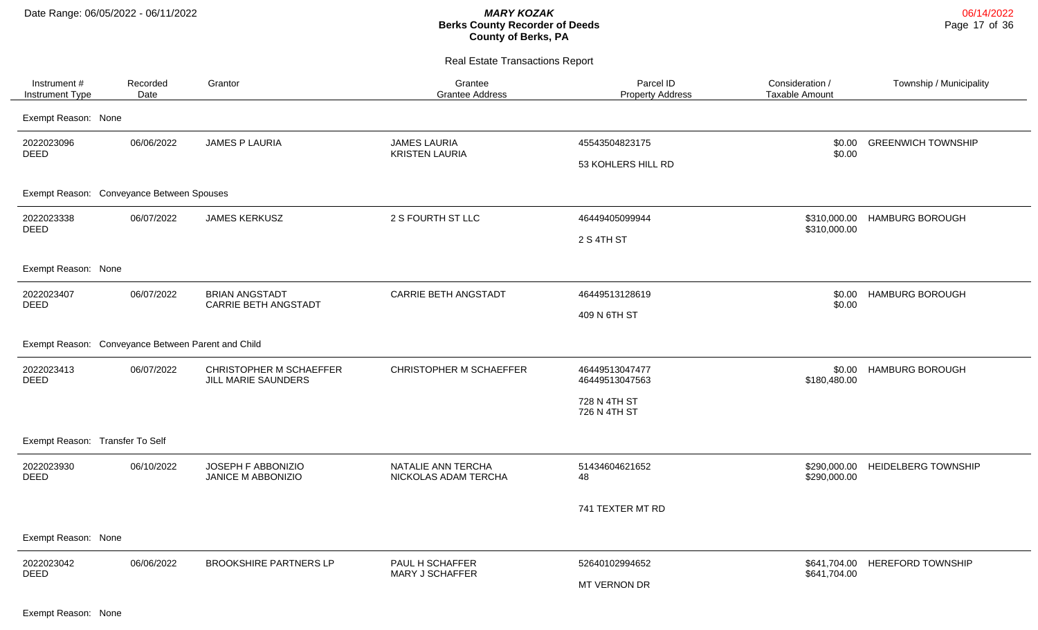# MARY KOZAK
## Berks County Recorder of Deeds
## County of Berks, PA

Date Range: 06/05/2022 - 06/11/2022

06/14/2022

### Real Estate Transactions Report

| Instrument # / Instrument Type | Recorded Date | Grantor | Grantee / Grantee Address | Parcel ID / Property Address | Consideration / Taxable Amount | Township / Municipality |
|---|---|---|---|---|---|---|
| Exempt Reason: None | | | | | | |
| 2022023096 DEED | 06/06/2022 | JAMES P LAURIA | JAMES LAURIA KRISTEN LAURIA | 45543504823175 53 KOHLERS HILL RD | $0.00 $0.00 | GREENWICH TOWNSHIP |
| Exempt Reason: Conveyance Between Spouses | | | | | | |
| 2022023338 DEED | 06/07/2022 | JAMES KERKUSZ | 2 S FOURTH ST LLC | 46449405099944 2 S 4TH ST | $310,000.00 $310,000.00 | HAMBURG BOROUGH |
| Exempt Reason: None | | | | | | |
| 2022023407 DEED | 06/07/2022 | BRIAN ANGSTADT CARRIE BETH ANGSTADT | CARRIE BETH ANGSTADT | 46449513128619 409 N 6TH ST | $0.00 $0.00 | HAMBURG BOROUGH |
| Exempt Reason: Conveyance Between Parent and Child | | | | | | |
| 2022023413 DEED | 06/07/2022 | CHRISTOPHER M SCHAEFFER JILL MARIE SAUNDERS | CHRISTOPHER M SCHAEFFER | 46449513047477 46449513047563 728 N 4TH ST 726 N 4TH ST | $0.00 $180,480.00 | HAMBURG BOROUGH |
| Exempt Reason: Transfer To Self | | | | | | |
| 2022023930 DEED | 06/10/2022 | JOSEPH F ABBONIZIO JANICE M ABBONIZIO | NATALIE ANN TERCHA NICKOLAS ADAM TERCHA | 51434604621652 48 741 TEXTER MT RD | $290,000.00 $290,000.00 | HEIDELBERG TOWNSHIP |
| Exempt Reason: None | | | | | | |
| 2022023042 DEED | 06/06/2022 | BROOKSHIRE PARTNERS LP | PAUL H SCHAFFER MARY J SCHAFFER | 52640102994652 MT VERNON DR | $641,704.00 $641,704.00 | HEREFORD TOWNSHIP |
| Exempt Reason: None | | | | | | |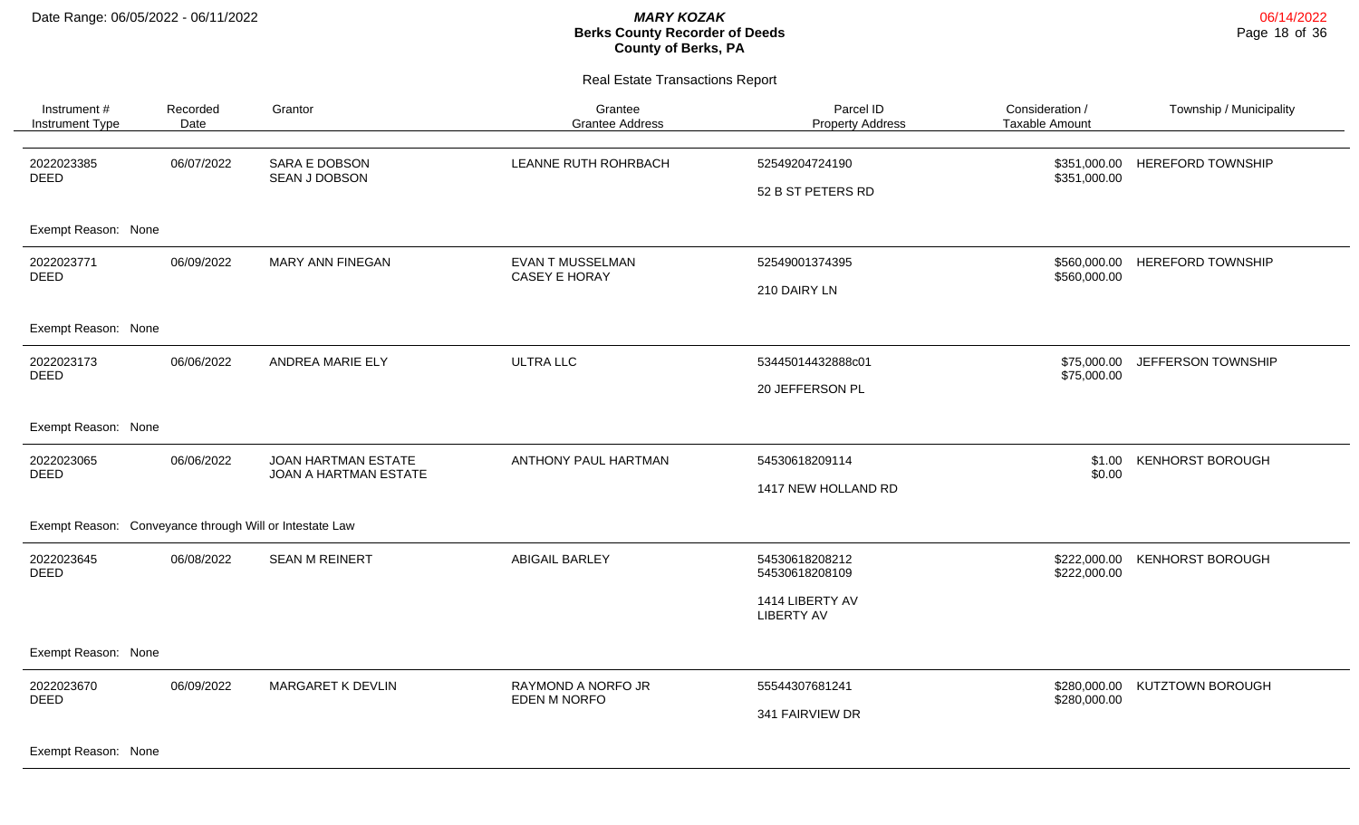# Berks County Recorder of Deeds

**MARY KOZAK**
**County of Berks, PA**

Date Range: 06/05/2022 - 06/11/2022

06/14/2022

## Real Estate Transactions Report

| Instrument # / Instrument Type | Recorded Date | Grantor | Grantee / Grantee Address | Parcel ID / Property Address | Consideration / Taxable Amount | Township / Municipality |
|---|---|---|---|---|---|---|
| 2022023385 DEED | 06/07/2022 | SARA E DOBSON<br>SEAN J DOBSON | LEANNE RUTH ROHRBACH | 52549204724190<br>52 B ST PETERS RD | \$351,000.00<br>\$351,000.00 | HEREFORD TOWNSHIP |
| Exempt Reason: None | | | | | | |
| 2022023771 DEED | 06/09/2022 | MARY ANN FINEGAN | EVAN T MUSSELMAN<br>CASEY E HORAY | 52549001374395<br>210 DAIRY LN | \$560,000.00<br>\$560,000.00 | HEREFORD TOWNSHIP |
| Exempt Reason: None | | | | | | |
| 2022023173 DEED | 06/06/2022 | ANDREA MARIE ELY | ULTRA LLC | 53445014432888c01<br>20 JEFFERSON PL | \$75,000.00<br>\$75,000.00 | JEFFERSON TOWNSHIP |
| Exempt Reason: None | | | | | | |
| 2022023065 DEED | 06/06/2022 | JOAN HARTMAN ESTATE<br>JOAN A HARTMAN ESTATE | ANTHONY PAUL HARTMAN | 54530618209114<br>1417 NEW HOLLAND RD | \$1.00<br>\$0.00 | KENHORST BOROUGH |
| Exempt Reason: Conveyance through Will or Intestate Law | | | | | | |
| 2022023645 DEED | 06/08/2022 | SEAN M REINERT | ABIGAIL BARLEY | 54530618208212<br>54530618208109<br>1414 LIBERTY AV<br>LIBERTY AV | \$222,000.00<br>\$222,000.00 | KENHORST BOROUGH |
| Exempt Reason: None | | | | | | |
| 2022023670 DEED | 06/09/2022 | MARGARET K DEVLIN | RAYMOND A NORFO JR<br>EDEN M NORFO | 55544307681241<br>341 FAIRVIEW DR | \$280,000.00<br>\$280,000.00 | KUTZTOWN BOROUGH |
| Exempt Reason: None | | | | | | |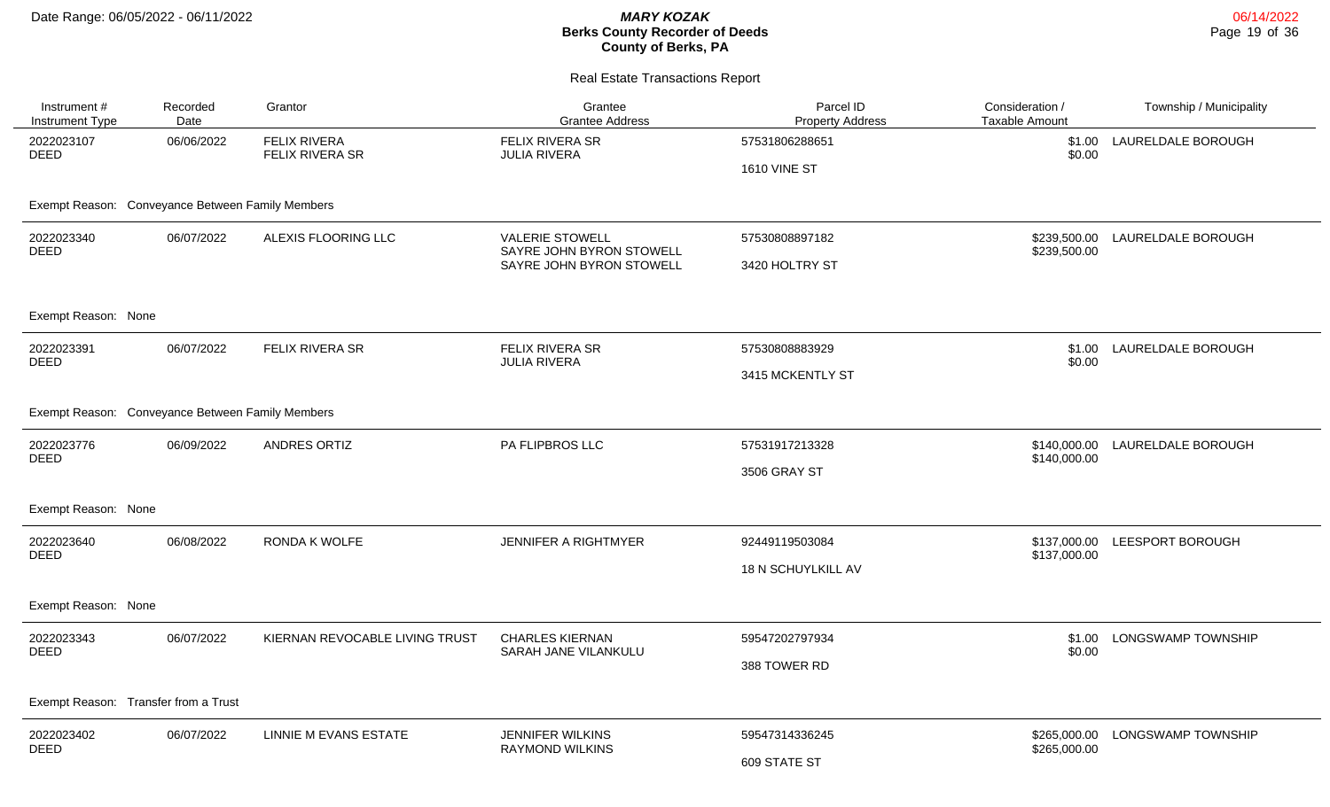# Real Estate Transactions Report

| Instrument # / Instrument Type | Recorded Date | Grantor | Grantee / Grantee Address | Parcel ID / Property Address | Consideration / Taxable Amount | Township / Municipality |
|---|---|---|---|---|---|---|
| 2022023107 DEED | 06/06/2022 | FELIX RIVERA<br>FELIX RIVERA SR | FELIX RIVERA SR<br>JULIA RIVERA | 57531806288651<br>1610 VINE ST | $1.00<br>$0.00 | LAURELDALE BOROUGH |
| Exempt Reason: Conveyance Between Family Members | | | | | | |
| 2022023340 DEED | 06/07/2022 | ALEXIS FLOORING LLC | VALERIE STOWELL<br>SAYRE JOHN BYRON STOWELL<br>SAYRE JOHN BYRON STOWELL | 57530808897182<br>3420 HOLTRY ST | $239,500.00<br>$239,500.00 | LAURELDALE BOROUGH |
| Exempt Reason: None | | | | | | |
| 2022023391 DEED | 06/07/2022 | FELIX RIVERA SR | FELIX RIVERA SR<br>JULIA RIVERA | 57530808883929<br>3415 MCKENTLY ST | $1.00<br>$0.00 | LAURELDALE BOROUGH |
| Exempt Reason: Conveyance Between Family Members | | | | | | |
| 2022023776 DEED | 06/09/2022 | ANDRES ORTIZ | PA FLIPBROS LLC | 57531917213328<br>3506 GRAY ST | $140,000.00<br>$140,000.00 | LAURELDALE BOROUGH |
| Exempt Reason: None | | | | | | |
| 2022023640 DEED | 06/08/2022 | RONDA K WOLFE | JENNIFER A RIGHTMYER | 92449119503084<br>18 N SCHUYLKILL AV | $137,000.00<br>$137,000.00 | LEESPORT BOROUGH |
| Exempt Reason: None | | | | | | |
| 2022023343 DEED | 06/07/2022 | KIERNAN REVOCABLE LIVING TRUST | CHARLES KIERNAN<br>SARAH JANE VILANKULU | 59547202797934<br>388 TOWER RD | $1.00<br>$0.00 | LONGSWAMP TOWNSHIP |
| Exempt Reason: Transfer from a Trust | | | | | | |
| 2022023402 DEED | 06/07/2022 | LINNIE M EVANS ESTATE | JENNIFER WILKINS<br>RAYMOND WILKINS | 59547314336245<br>609 STATE ST | $265,000.00<br>$265,000.00 | LONGSWAMP TOWNSHIP |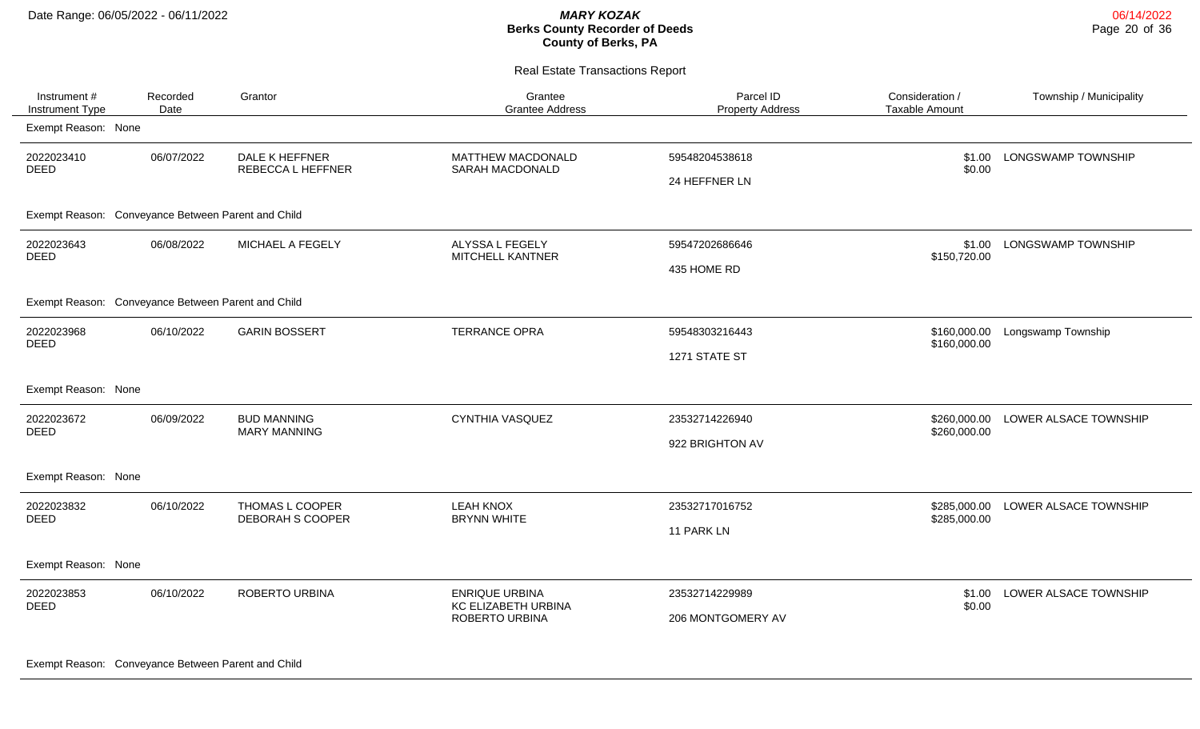Date Range: 06/05/2022 - 06/11/2022

# MARY KOZAK
## Berks County Recorder of Deeds
## County of Berks, PA

### Real Estate Transactions Report

| Instrument # / Instrument Type | Recorded Date | Grantor | Grantee / Grantee Address | Parcel ID / Property Address | Consideration / Taxable Amount | Township / Municipality |
|---|---|---|---|---|---|---|
| Exempt Reason: None | | | | | | |
| 2022023410 DEED | 06/07/2022 | DALE K HEFFNER REBECCA L HEFFNER | MATTHEW MACDONALD SARAH MACDONALD | 59548204538618 24 HEFFNER LN | $1.00 $0.00 | LONGSWAMP TOWNSHIP |
| Exempt Reason: Conveyance Between Parent and Child | | | | | | |
| 2022023643 DEED | 06/08/2022 | MICHAEL A FEGELY | ALYSSA L FEGELY MITCHELL KANTNER | 59547202686646 435 HOME RD | $1.00 $150,720.00 | LONGSWAMP TOWNSHIP |
| Exempt Reason: Conveyance Between Parent and Child | | | | | | |
| 2022023968 DEED | 06/10/2022 | GARIN BOSSERT | TERRANCE OPRA | 59548303216443 1271 STATE ST | $160,000.00 $160,000.00 | Longswamp Township |
| Exempt Reason: None | | | | | | |
| 2022023672 DEED | 06/09/2022 | BUD MANNING MARY MANNING | CYNTHIA VASQUEZ | 23532714226940 922 BRIGHTON AV | $260,000.00 $260,000.00 | LOWER ALSACE TOWNSHIP |
| Exempt Reason: None | | | | | | |
| 2022023832 DEED | 06/10/2022 | THOMAS L COOPER DEBORAH S COOPER | LEAH KNOX BRYNN WHITE | 23532717016752 11 PARK LN | $285,000.00 $285,000.00 | LOWER ALSACE TOWNSHIP |
| Exempt Reason: None | | | | | | |
| 2022023853 DEED | 06/10/2022 | ROBERTO URBINA | ENRIQUE URBINA KC ELIZABETH URBINA ROBERTO URBINA | 23532714229989 206 MONTGOMERY AV | $1.00 $0.00 | LOWER ALSACE TOWNSHIP |
| Exempt Reason: Conveyance Between Parent and Child | | | | | | |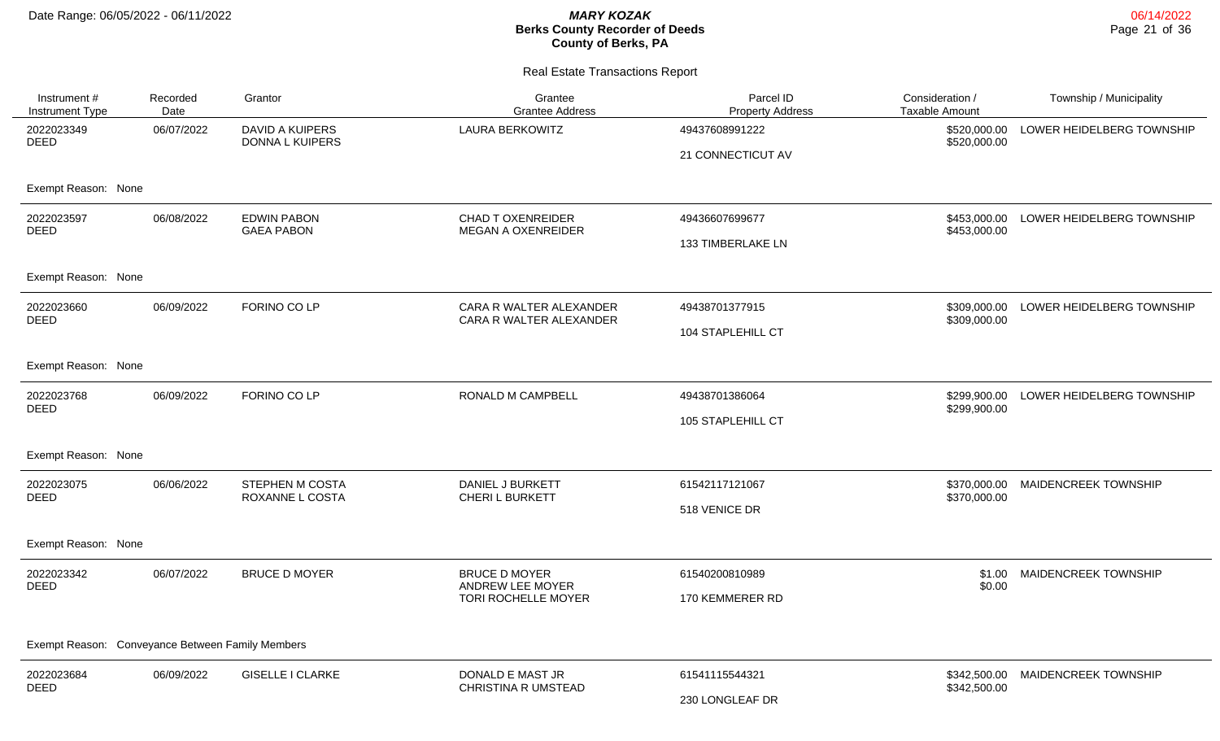## Real Estate Transactions Report

| Instrument # / Instrument Type | Recorded Date | Grantor | Grantee / Grantee Address | Parcel ID / Property Address | Consideration / Taxable Amount | Township / Municipality |
|---|---|---|---|---|---|---|
| 2022023349 DEED | 06/07/2022 | DAVID A KUIPERS DONNA L KUIPERS | LAURA BERKOWITZ | 49437608991222 21 CONNECTICUT AV | $520,000.00 $520,000.00 | LOWER HEIDELBERG TOWNSHIP |
| Exempt Reason: None | | | | | | |
| 2022023597 DEED | 06/08/2022 | EDWIN PABON GAEA PABON | CHAD T OXENREIDER MEGAN A OXENREIDER | 49436607699677 133 TIMBERLAKE LN | $453,000.00 $453,000.00 | LOWER HEIDELBERG TOWNSHIP |
| Exempt Reason: None | | | | | | |
| 2022023660 DEED | 06/09/2022 | FORINO CO LP | CARA R WALTER ALEXANDER CARA R WALTER ALEXANDER | 49438701377915 104 STAPLEHILL CT | $309,000.00 $309,000.00 | LOWER HEIDELBERG TOWNSHIP |
| Exempt Reason: None | | | | | | |
| 2022023768 DEED | 06/09/2022 | FORINO CO LP | RONALD M CAMPBELL | 49438701386064 105 STAPLEHILL CT | $299,900.00 $299,900.00 | LOWER HEIDELBERG TOWNSHIP |
| Exempt Reason: None | | | | | | |
| 2022023075 DEED | 06/06/2022 | STEPHEN M COSTA ROXANNE L COSTA | DANIEL J BURKETT CHERI L BURKETT | 61542117121067 518 VENICE DR | $370,000.00 $370,000.00 | MAIDENCREEK TOWNSHIP |
| Exempt Reason: None | | | | | | |
| 2022023342 DEED | 06/07/2022 | BRUCE D MOYER | BRUCE D MOYER ANDREW LEE MOYER TORI ROCHELLE MOYER | 61540200810989 170 KEMMERER RD | $1.00 $0.00 | MAIDENCREEK TOWNSHIP |
| Exempt Reason: Conveyance Between Family Members | | | | | | |
| 2022023684 DEED | 06/09/2022 | GISELLE I CLARKE | DONALD E MAST JR CHRISTINA R UMSTEAD | 61541115544321 230 LONGLEAF DR | $342,500.00 $342,500.00 | MAIDENCREEK TOWNSHIP |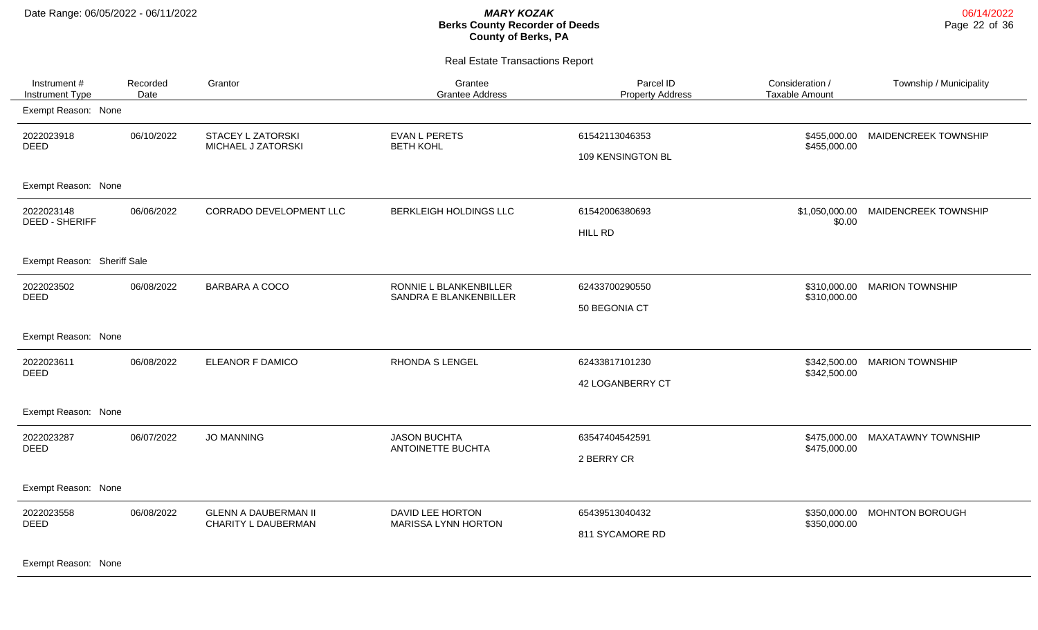**MARY KOZAK**
**Berks County Recorder of Deeds**
**County of Berks, PA**

Date Range: 06/05/2022 - 06/11/2022

06/14/2022

Real Estate Transactions Report

| Instrument # / Instrument Type | Recorded Date | Grantor | Grantee / Grantee Address | Parcel ID / Property Address | Consideration / Taxable Amount | Township / Municipality |
|---|---|---|---|---|---|---|
| Exempt Reason: None | | | | | | |
| 2022023918 DEED | 06/10/2022 | STACEY L ZATORSKI MICHAEL J ZATORSKI | EVAN L PERETS BETH KOHL | 61542113046353 109 KENSINGTON BL | $455,000.00 $455,000.00 | MAIDENCREEK TOWNSHIP |
| Exempt Reason: None | | | | | | |
| 2022023148 DEED - SHERIFF | 06/06/2022 | CORRADO DEVELOPMENT LLC | BERKLEIGH HOLDINGS LLC | 61542006380693 HILL RD | $1,050,000.00 $0.00 | MAIDENCREEK TOWNSHIP |
| Exempt Reason: Sheriff Sale | | | | | | |
| 2022023502 DEED | 06/08/2022 | BARBARA A COCO | RONNIE L BLANKENBILLER SANDRA E BLANKENBILLER | 62433700290550 50 BEGONIA CT | $310,000.00 $310,000.00 | MARION TOWNSHIP |
| Exempt Reason: None | | | | | | |
| 2022023611 DEED | 06/08/2022 | ELEANOR F DAMICO | RHONDA S LENGEL | 62433817101230 42 LOGANBERRY CT | $342,500.00 $342,500.00 | MARION TOWNSHIP |
| Exempt Reason: None | | | | | | |
| 2022023287 DEED | 06/07/2022 | JO MANNING | JASON BUCHTA ANTOINETTE BUCHTA | 63547404542591 2 BERRY CR | $475,000.00 $475,000.00 | MAXATAWNY TOWNSHIP |
| Exempt Reason: None | | | | | | |
| 2022023558 DEED | 06/08/2022 | GLENN A DAUBERMAN II CHARITY L DAUBERMAN | DAVID LEE HORTON MARISSA LYNN HORTON | 65439513040432 811 SYCAMORE RD | $350,000.00 $350,000.00 | MOHNTON BOROUGH |
| Exempt Reason: None | | | | | | |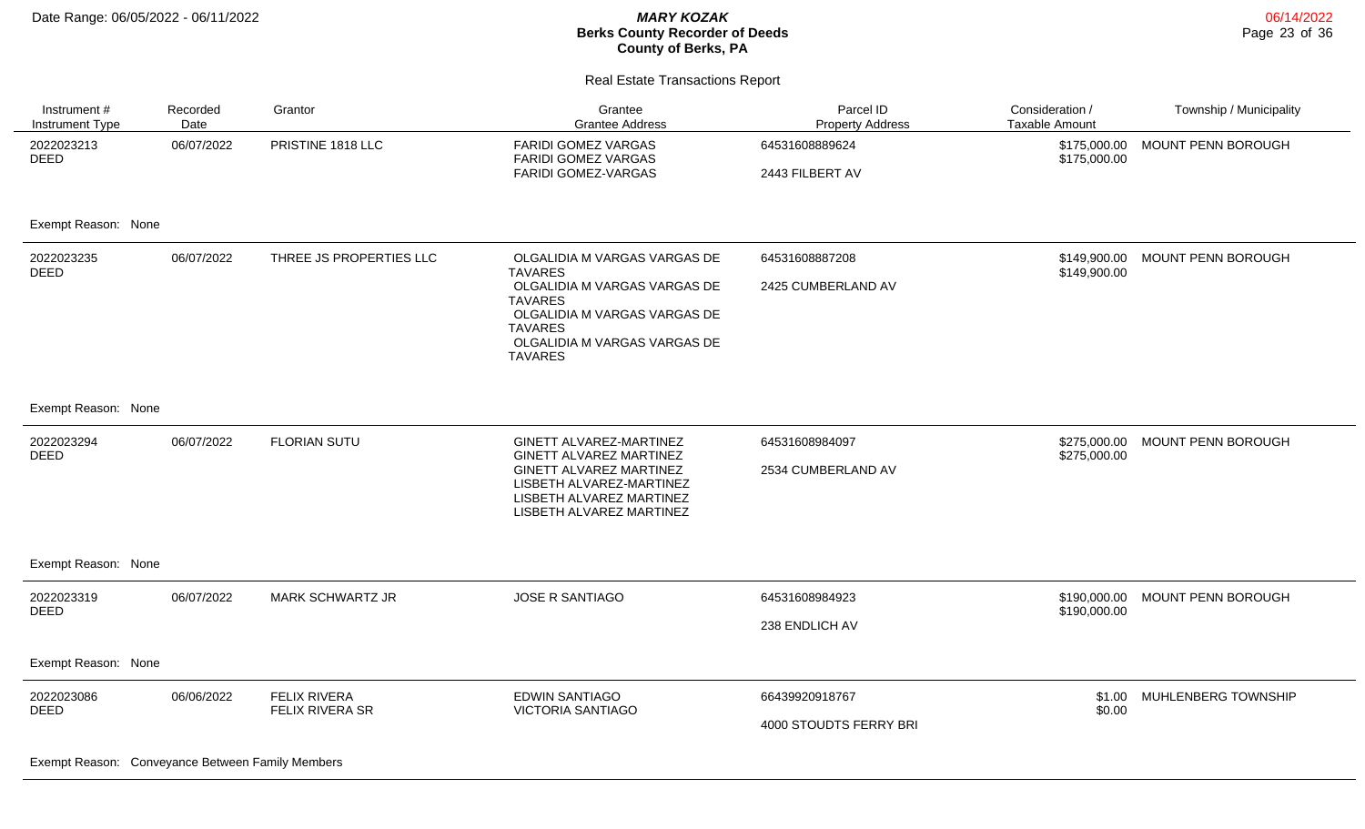Date Range: 06/05/2022 - 06/11/2022

***MARY KOZAK***
**Berks County Recorder of Deeds**
**County of Berks, PA**

Real Estate Transactions Report

| Instrument # / Instrument Type | Recorded Date | Grantor | Grantee / Grantee Address | Parcel ID / Property Address | Consideration / Taxable Amount | Township / Municipality |
|---|---|---|---|---|---|---|
| 2022023213 DEED | 06/07/2022 | PRISTINE 1818 LLC | FARIDI GOMEZ VARGAS<br>FARIDI GOMEZ VARGAS<br>FARIDI GOMEZ-VARGAS | 64531608889624<br>2443 FILBERT AV | \$175,000.00<br>\$175,000.00 | MOUNT PENN BOROUGH |
| Exempt Reason: None | | | | | | |
| 2022023235 DEED | 06/07/2022 | THREE JS PROPERTIES LLC | OLGALIDIA M VARGAS VARGAS DE TAVARES<br>OLGALIDIA M VARGAS VARGAS DE TAVARES<br>OLGALIDIA M VARGAS VARGAS DE TAVARES<br>OLGALIDIA M VARGAS VARGAS DE TAVARES | 64531608887208<br>2425 CUMBERLAND AV | \$149,900.00<br>\$149,900.00 | MOUNT PENN BOROUGH |
| Exempt Reason: None | | | | | | |
| 2022023294 DEED | 06/07/2022 | FLORIAN SUTU | GINETT ALVAREZ-MARTINEZ<br>GINETT ALVAREZ MARTINEZ<br>GINETT ALVAREZ MARTINEZ<br>LISBETH ALVAREZ-MARTINEZ<br>LISBETH ALVAREZ MARTINEZ<br>LISBETH ALVAREZ MARTINEZ | 64531608984097<br>2534 CUMBERLAND AV | \$275,000.00<br>\$275,000.00 | MOUNT PENN BOROUGH |
| Exempt Reason: None | | | | | | |
| 2022023319 DEED | 06/07/2022 | MARK SCHWARTZ JR | JOSE R SANTIAGO | 64531608984923<br>238 ENDLICH AV | \$190,000.00<br>\$190,000.00 | MOUNT PENN BOROUGH |
| Exempt Reason: None | | | | | | |
| 2022023086 DEED | 06/06/2022 | FELIX RIVERA<br>FELIX RIVERA SR | EDWIN SANTIAGO<br>VICTORIA SANTIAGO | 66439920918767<br>4000 STOUDTS FERRY BRI | \$1.00<br>\$0.00 | MUHLENBERG TOWNSHIP |
| Exempt Reason: Conveyance Between Family Members | | | | | | |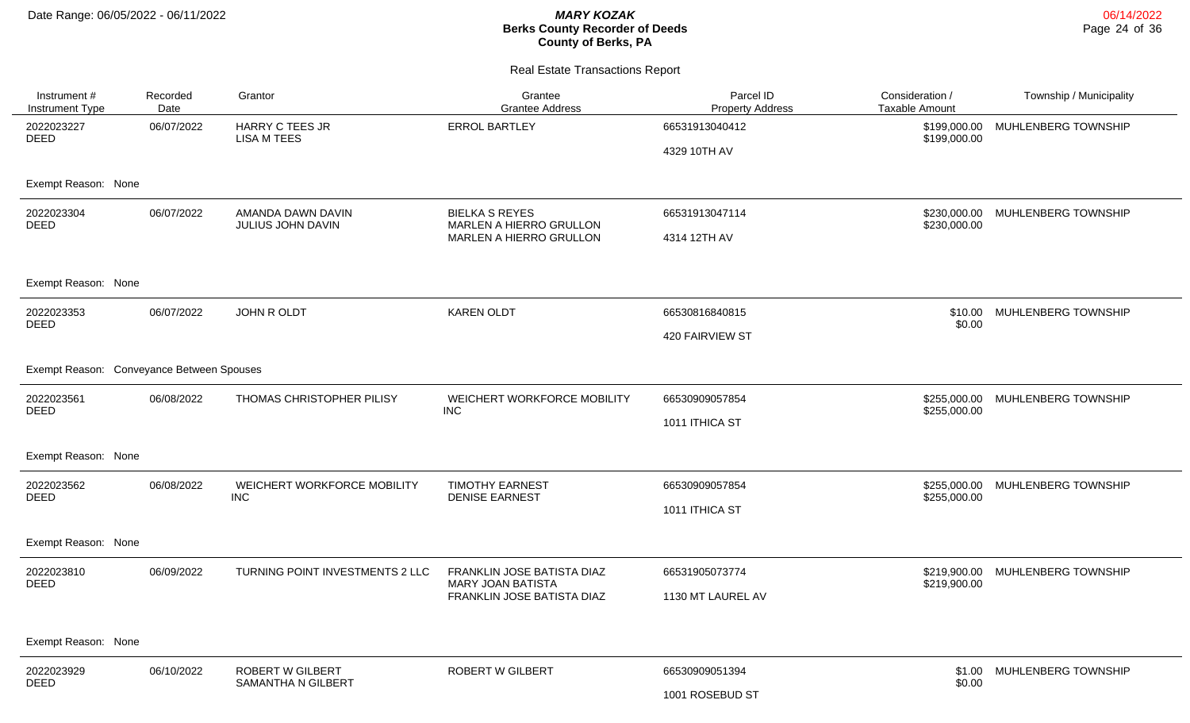# MARY KOZAK
## Berks County Recorder of Deeds
## County of Berks, PA

Date Range: 06/05/2022 - 06/11/2022

06/14/2022

### Real Estate Transactions Report

| Instrument # / Instrument Type | Recorded Date | Grantor | Grantee / Grantee Address | Parcel ID / Property Address | Consideration / Taxable Amount | Township / Municipality |
|---|---|---|---|---|---|---|
| 2022023227 DEED | 06/07/2022 | HARRY C TEES JR<br>LISA M TEES | ERROL BARTLEY | 66531913040412<br>4329 10TH AV | \$199,000.00<br>\$199,000.00 | MUHLENBERG TOWNSHIP |
| Exempt Reason: None | | | | | | |
| 2022023304 DEED | 06/07/2022 | AMANDA DAWN DAVIN<br>JULIUS JOHN DAVIN | BIELKA S REYES<br>MARLEN A HIERRO GRULLON<br>MARLEN A HIERRO GRULLON | 66531913047114<br>4314 12TH AV | \$230,000.00<br>\$230,000.00 | MUHLENBERG TOWNSHIP |
| Exempt Reason: None | | | | | | |
| 2022023353 DEED | 06/07/2022 | JOHN R OLDT | KAREN OLDT | 66530816840815<br>420 FAIRVIEW ST | \$10.00<br>\$0.00 | MUHLENBERG TOWNSHIP |
| Exempt Reason: Conveyance Between Spouses | | | | | | |
| 2022023561 DEED | 06/08/2022 | THOMAS CHRISTOPHER PILISY | WEICHERT WORKFORCE MOBILITY INC | 66530909057854<br>1011 ITHICA ST | \$255,000.00<br>\$255,000.00 | MUHLENBERG TOWNSHIP |
| Exempt Reason: None | | | | | | |
| 2022023562 DEED | 06/08/2022 | WEICHERT WORKFORCE MOBILITY INC | TIMOTHY EARNEST<br>DENISE EARNEST | 66530909057854<br>1011 ITHICA ST | \$255,000.00<br>\$255,000.00 | MUHLENBERG TOWNSHIP |
| Exempt Reason: None | | | | | | |
| 2022023810 DEED | 06/09/2022 | TURNING POINT INVESTMENTS 2 LLC | FRANKLIN JOSE BATISTA DIAZ<br>MARY JOAN BATISTA<br>FRANKLIN JOSE BATISTA DIAZ | 66531905073774<br>1130 MT LAUREL AV | \$219,900.00<br>\$219,900.00 | MUHLENBERG TOWNSHIP |
| Exempt Reason: None | | | | | | |
| 2022023929 DEED | 06/10/2022 | ROBERT W GILBERT<br>SAMANTHA N GILBERT | ROBERT W GILBERT | 66530909051394<br>1001 ROSEBUD ST | \$1.00<br>\$0.00 | MUHLENBERG TOWNSHIP |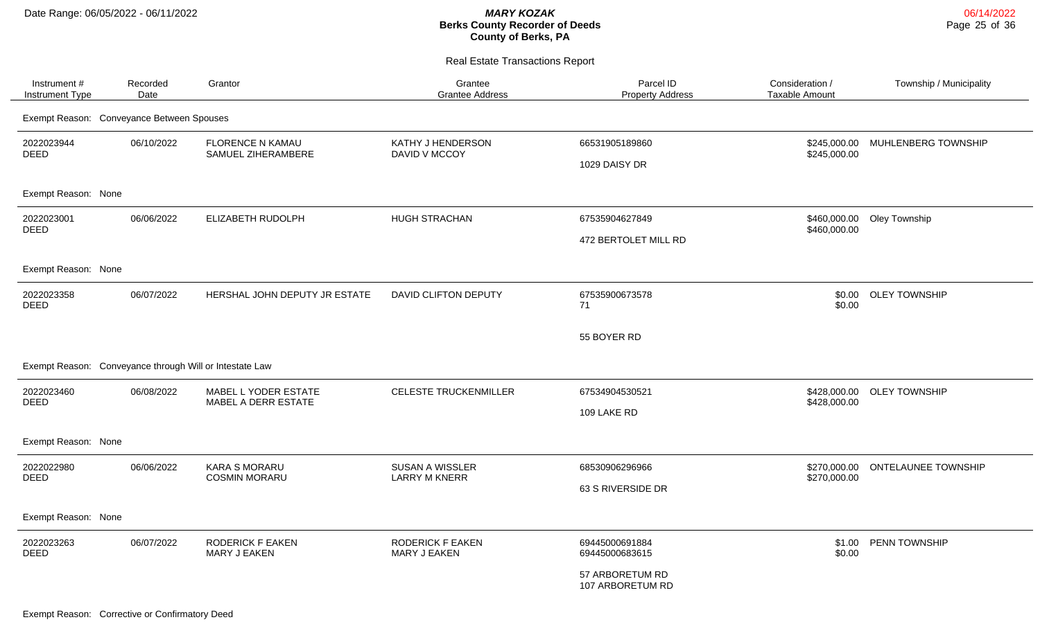# Berks County Recorder of Deeds
## County of Berks, PA

**MARY KOZAK**

Date Range: 06/05/2022 - 06/11/2022

06/14/2022

### Real Estate Transactions Report

| Instrument # / Instrument Type | Recorded Date | Grantor | Grantee / Grantee Address | Parcel ID / Property Address | Consideration / Taxable Amount | Township / Municipality |
|---|---|---|---|---|---|---|
| Exempt Reason: Conveyance Between Spouses | | | | | | |
| 2022023944 DEED | 06/10/2022 | FLORENCE N KAMAU SAMUEL ZIHERAMBERE | KATHY J HENDERSON DAVID V MCCOY | 66531905189860 1029 DAISY DR | $245,000.00 $245,000.00 | MUHLENBERG TOWNSHIP |
| Exempt Reason: None | | | | | | |
| 2022023001 DEED | 06/06/2022 | ELIZABETH RUDOLPH | HUGH STRACHAN | 67535904627849 472 BERTOLET MILL RD | $460,000.00 $460,000.00 | Oley Township |
| Exempt Reason: None | | | | | | |
| 2022023358 DEED | 06/07/2022 | HERSHAL JOHN DEPUTY JR ESTATE | DAVID CLIFTON DEPUTY | 67535900673578 71 55 BOYER RD | $0.00 $0.00 | OLEY TOWNSHIP |
| Exempt Reason: Conveyance through Will or Intestate Law | | | | | | |
| 2022023460 DEED | 06/08/2022 | MABEL L YODER ESTATE MABEL A DERR ESTATE | CELESTE TRUCKENMILLER | 67534904530521 109 LAKE RD | $428,000.00 $428,000.00 | OLEY TOWNSHIP |
| Exempt Reason: None | | | | | | |
| 2022022980 DEED | 06/06/2022 | KARA S MORARU COSMIN MORARU | SUSAN A WISSLER LARRY M KNERR | 68530906296966 63 S RIVERSIDE DR | $270,000.00 $270,000.00 | ONTELAUNEE TOWNSHIP |
| Exempt Reason: None | | | | | | |
| 2022023263 DEED | 06/07/2022 | RODERICK F EAKEN MARY J EAKEN | RODERICK F EAKEN MARY J EAKEN | 69445000691884 69445000683615 57 ARBORETUM RD 107 ARBORETUM RD | $1.00 $0.00 | PENN TOWNSHIP |
| Exempt Reason: Corrective or Confirmatory Deed | | | | | | |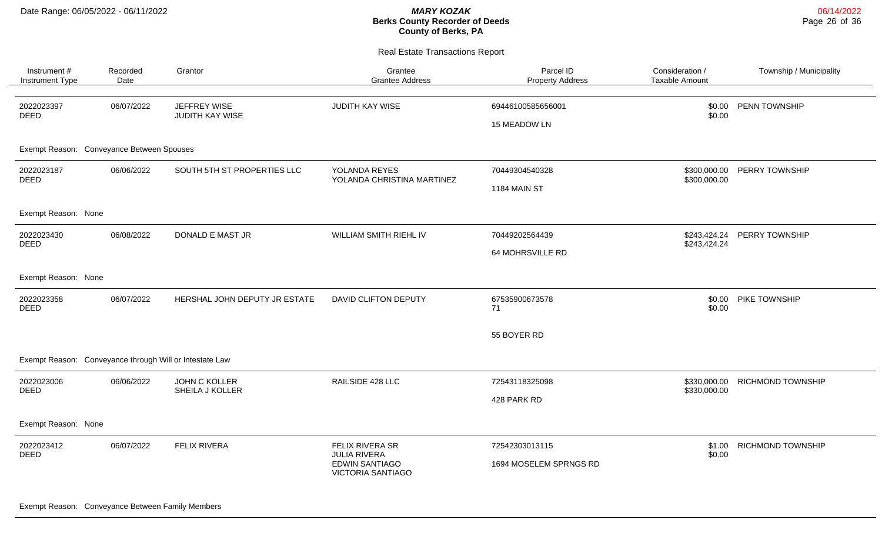Date Range: 06/05/2022 - 06/11/2022

***MARY KOZAK***
**Berks County Recorder of Deeds**
**County of Berks, PA**

Real Estate Transactions Report

| Instrument # / Instrument Type | Recorded Date | Grantor | Grantee / Grantee Address | Parcel ID / Property Address | Consideration / Taxable Amount | Township / Municipality |
|---|---|---|---|---|---|---|
| 2022023397 DEED | 06/07/2022 | JEFFREY WISE<br>JUDITH KAY WISE | JUDITH KAY WISE | 69446100585656001<br>15 MEADOW LN | $0.00<br>$0.00 | PENN TOWNSHIP |
| Exempt Reason: Conveyance Between Spouses | | | | | | |
| 2022023187 DEED | 06/06/2022 | SOUTH 5TH ST PROPERTIES LLC | YOLANDA REYES<br>YOLANDA CHRISTINA MARTINEZ | 70449304540328<br>1184 MAIN ST | $300,000.00<br>$300,000.00 | PERRY TOWNSHIP |
| Exempt Reason: None | | | | | | |
| 2022023430 DEED | 06/08/2022 | DONALD E MAST JR | WILLIAM SMITH RIEHL IV | 70449202564439<br>64 MOHRSVILLE RD | $243,424.24<br>$243,424.24 | PERRY TOWNSHIP |
| Exempt Reason: None | | | | | | |
| 2022023358 DEED | 06/07/2022 | HERSHAL JOHN DEPUTY JR ESTATE | DAVID CLIFTON DEPUTY | 67535900673578<br>71<br>55 BOYER RD | $0.00<br>$0.00 | PIKE TOWNSHIP |
| Exempt Reason: Conveyance through Will or Intestate Law | | | | | | |
| 2022023006 DEED | 06/06/2022 | JOHN C KOLLER<br>SHEILA J KOLLER | RAILSIDE 428 LLC | 72543118325098<br>428 PARK RD | $330,000.00<br>$330,000.00 | RICHMOND TOWNSHIP |
| Exempt Reason: None | | | | | | |
| 2022023412 DEED | 06/07/2022 | FELIX RIVERA | FELIX RIVERA SR<br>JULIA RIVERA<br>EDWIN SANTIAGO<br>VICTORIA SANTIAGO | 72542303013115<br>1694 MOSELEM SPRNGS RD | $1.00<br>$0.00 | RICHMOND TOWNSHIP |
| Exempt Reason: Conveyance Between Family Members | | | | | | |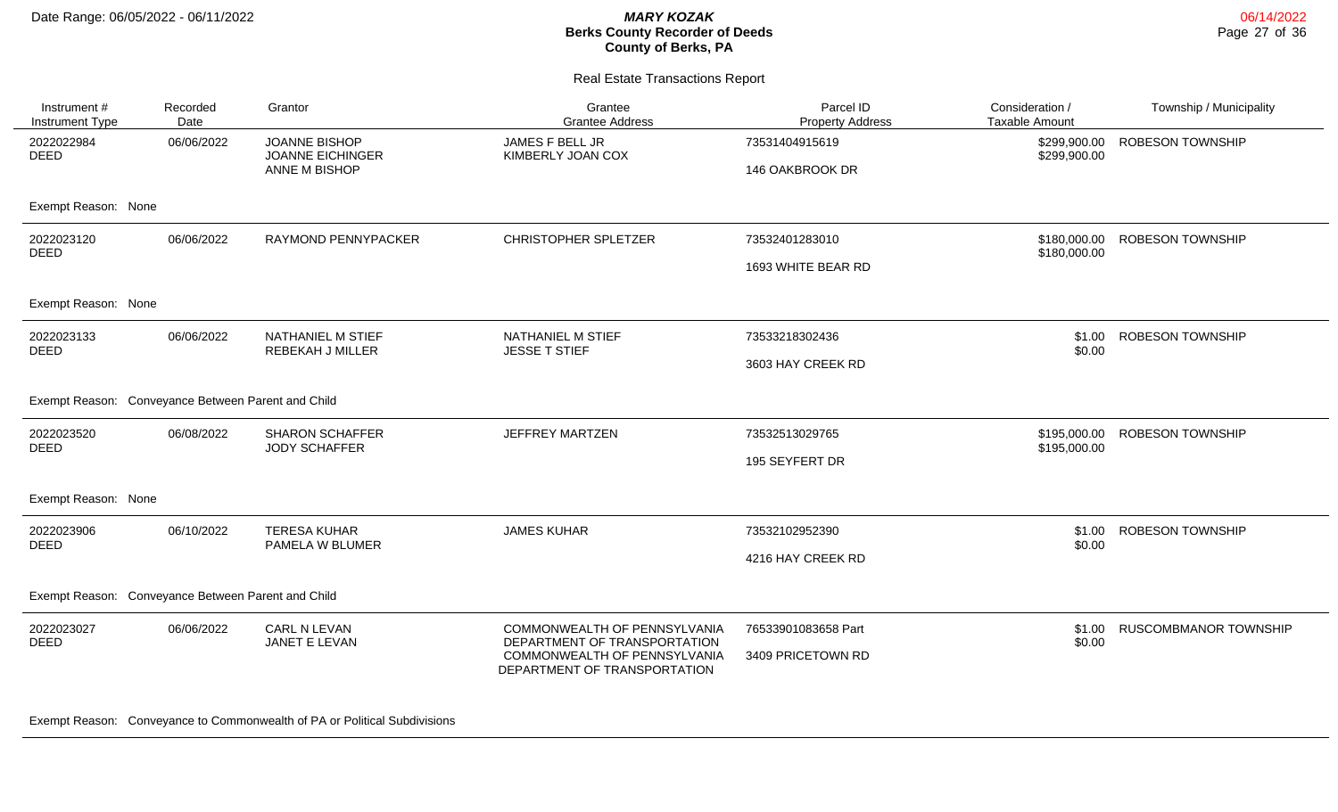Date Range: 06/05/2022 - 06/11/2022

***MARY KOZAK***
**Berks County Recorder of Deeds**
**County of Berks, PA**

Real Estate Transactions Report

| Instrument # / Instrument Type | Recorded Date | Grantor | Grantee / Grantee Address | Parcel ID / Property Address | Consideration / Taxable Amount | Township / Municipality |
|---|---|---|---|---|---|---|
| 2022022984 DEED | 06/06/2022 | JOANNE BISHOP<br>JOANNE EICHINGER<br>ANNE M BISHOP | JAMES F BELL JR<br>KIMBERLY JOAN COX | 73531404915619<br>146 OAKBROOK DR | $299,900.00<br>$299,900.00 | ROBESON TOWNSHIP |
| Exempt Reason: None | | | | | | |
| 2022023120 DEED | 06/06/2022 | RAYMOND PENNYPACKER | CHRISTOPHER SPLETZER | 73532401283010<br>1693 WHITE BEAR RD | $180,000.00<br>$180,000.00 | ROBESON TOWNSHIP |
| Exempt Reason: None | | | | | | |
| 2022023133 DEED | 06/06/2022 | NATHANIEL M STIEF<br>REBEKAH J MILLER | NATHANIEL M STIEF<br>JESSE T STIEF | 73533218302436<br>3603 HAY CREEK RD | $1.00<br>$0.00 | ROBESON TOWNSHIP |
| Exempt Reason: Conveyance Between Parent and Child | | | | | | |
| 2022023520 DEED | 06/08/2022 | SHARON SCHAFFER<br>JODY SCHAFFER | JEFFREY MARTZEN | 73532513029765<br>195 SEYFERT DR | $195,000.00<br>$195,000.00 | ROBESON TOWNSHIP |
| Exempt Reason: None | | | | | | |
| 2022023906 DEED | 06/10/2022 | TERESA KUHAR<br>PAMELA W BLUMER | JAMES KUHAR | 73532102952390<br>4216 HAY CREEK RD | $1.00<br>$0.00 | ROBESON TOWNSHIP |
| Exempt Reason: Conveyance Between Parent and Child | | | | | | |
| 2022023027 DEED | 06/06/2022 | CARL N LEVAN<br>JANET E LEVAN | COMMONWEALTH OF PENNSYLVANIA DEPARTMENT OF TRANSPORTATION<br>COMMONWEALTH OF PENNSYLVANIA DEPARTMENT OF TRANSPORTATION | 76533901083658 Part<br>3409 PRICETOWN RD | $1.00<br>$0.00 | RUSCOMBMANOR TOWNSHIP |
| Exempt Reason: Conveyance to Commonwealth of PA or Political Subdivisions | | | | | | |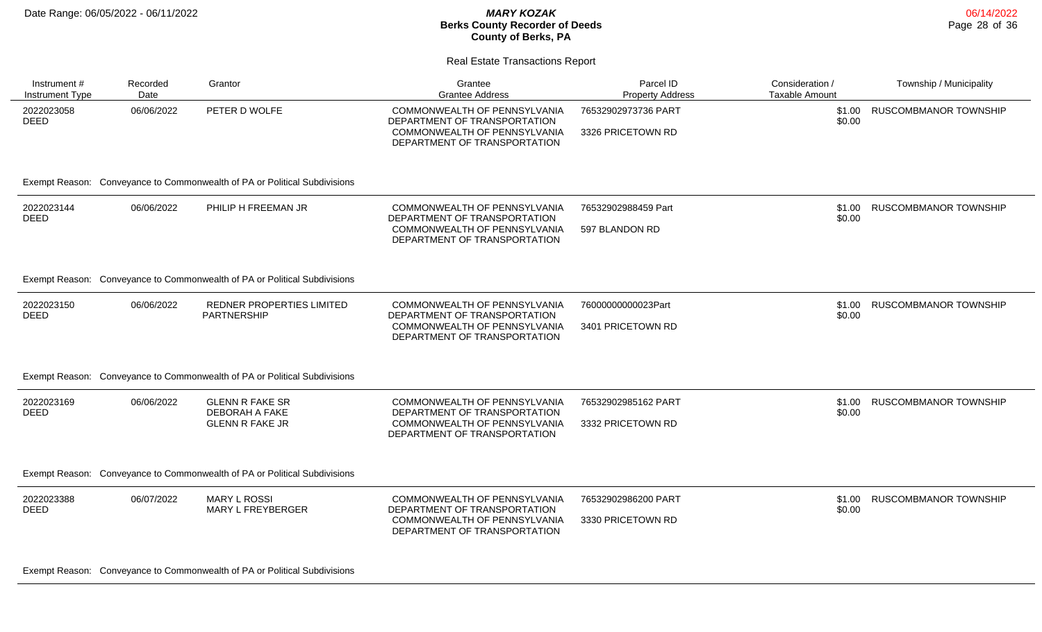## Real Estate Transactions Report

| Instrument # / Instrument Type | Recorded Date | Grantor | Grantee / Grantee Address | Parcel ID / Property Address | Consideration / Taxable Amount | Township / Municipality |
|---|---|---|---|---|---|---|
| 2022023058 DEED | 06/06/2022 | PETER D WOLFE | COMMONWEALTH OF PENNSYLVANIA DEPARTMENT OF TRANSPORTATION / COMMONWEALTH OF PENNSYLVANIA DEPARTMENT OF TRANSPORTATION | 76532902973736 PART / 3326 PRICETOWN RD | $1.00 / $0.00 | RUSCOMBMANOR TOWNSHIP |
| Exempt Reason: Conveyance to Commonwealth of PA or Political Subdivisions | | | | | | |
| 2022023144 DEED | 06/06/2022 | PHILIP H FREEMAN JR | COMMONWEALTH OF PENNSYLVANIA DEPARTMENT OF TRANSPORTATION / COMMONWEALTH OF PENNSYLVANIA DEPARTMENT OF TRANSPORTATION | 76532902988459 Part / 597 BLANDON RD | $1.00 / $0.00 | RUSCOMBMANOR TOWNSHIP |
| Exempt Reason: Conveyance to Commonwealth of PA or Political Subdivisions | | | | | | |
| 2022023150 DEED | 06/06/2022 | REDNER PROPERTIES LIMITED PARTNERSHIP | COMMONWEALTH OF PENNSYLVANIA DEPARTMENT OF TRANSPORTATION / COMMONWEALTH OF PENNSYLVANIA DEPARTMENT OF TRANSPORTATION | 76000000000023Part / 3401 PRICETOWN RD | $1.00 / $0.00 | RUSCOMBMANOR TOWNSHIP |
| Exempt Reason: Conveyance to Commonwealth of PA or Political Subdivisions | | | | | | |
| 2022023169 DEED | 06/06/2022 | GLENN R FAKE SR / DEBORAH A FAKE / GLENN R FAKE JR | COMMONWEALTH OF PENNSYLVANIA DEPARTMENT OF TRANSPORTATION / COMMONWEALTH OF PENNSYLVANIA DEPARTMENT OF TRANSPORTATION | 76532902985162 PART / 3332 PRICETOWN RD | $1.00 / $0.00 | RUSCOMBMANOR TOWNSHIP |
| Exempt Reason: Conveyance to Commonwealth of PA or Political Subdivisions | | | | | | |
| 2022023388 DEED | 06/07/2022 | MARY L ROSSI / MARY L FREYBERGER | COMMONWEALTH OF PENNSYLVANIA DEPARTMENT OF TRANSPORTATION / COMMONWEALTH OF PENNSYLVANIA DEPARTMENT OF TRANSPORTATION | 76532902986200 PART / 3330 PRICETOWN RD | $1.00 / $0.00 | RUSCOMBMANOR TOWNSHIP |
| Exempt Reason: Conveyance to Commonwealth of PA or Political Subdivisions | | | | | | |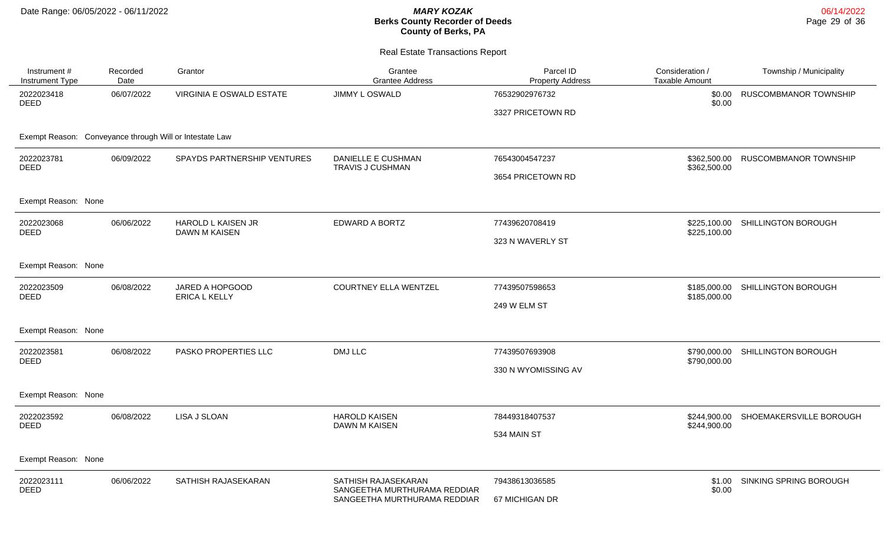## Real Estate Transactions Report

| Instrument # / Instrument Type | Recorded Date | Grantor | Grantee / Grantee Address | Parcel ID / Property Address | Consideration / Taxable Amount | Township / Municipality |
|---|---|---|---|---|---|---|
| 2022023418 DEED | 06/07/2022 | VIRGINIA E OSWALD ESTATE | JIMMY L OSWALD | 76532902976732 3327 PRICETOWN RD | $0.00 $0.00 | RUSCOMBMANOR TOWNSHIP |
| Exempt Reason: Conveyance through Will or Intestate Law | | | | | | |
| 2022023781 DEED | 06/09/2022 | SPAYDS PARTNERSHIP VENTURES | DANIELLE E CUSHMAN TRAVIS J CUSHMAN | 76543004547237 3654 PRICETOWN RD | $362,500.00 $362,500.00 | RUSCOMBMANOR TOWNSHIP |
| Exempt Reason: None | | | | | | |
| 2022023068 DEED | 06/06/2022 | HAROLD L KAISEN JR DAWN M KAISEN | EDWARD A BORTZ | 77439620708419 323 N WAVERLY ST | $225,100.00 $225,100.00 | SHILLINGTON BOROUGH |
| Exempt Reason: None | | | | | | |
| 2022023509 DEED | 06/08/2022 | JARED A HOPGOOD ERICA L KELLY | COURTNEY ELLA WENTZEL | 77439507598653 249 W ELM ST | $185,000.00 $185,000.00 | SHILLINGTON BOROUGH |
| Exempt Reason: None | | | | | | |
| 2022023581 DEED | 06/08/2022 | PASKO PROPERTIES LLC | DMJ LLC | 77439507693908 330 N WYOMISSING AV | $790,000.00 $790,000.00 | SHILLINGTON BOROUGH |
| Exempt Reason: None | | | | | | |
| 2022023592 DEED | 06/08/2022 | LISA J SLOAN | HAROLD KAISEN DAWN M KAISEN | 78449318407537 534 MAIN ST | $244,900.00 $244,900.00 | SHOEMAKERSVILLE BOROUGH |
| Exempt Reason: None | | | | | | |
| 2022023111 DEED | 06/06/2022 | SATHISH RAJASEKARAN | SATHISH RAJASEKARAN SANGEETHA MURTHURAMA REDDIAR SANGEETHA MURTHURAMA REDDIAR | 79438613036585 67 MICHIGAN DR | $1.00 $0.00 | SINKING SPRING BOROUGH |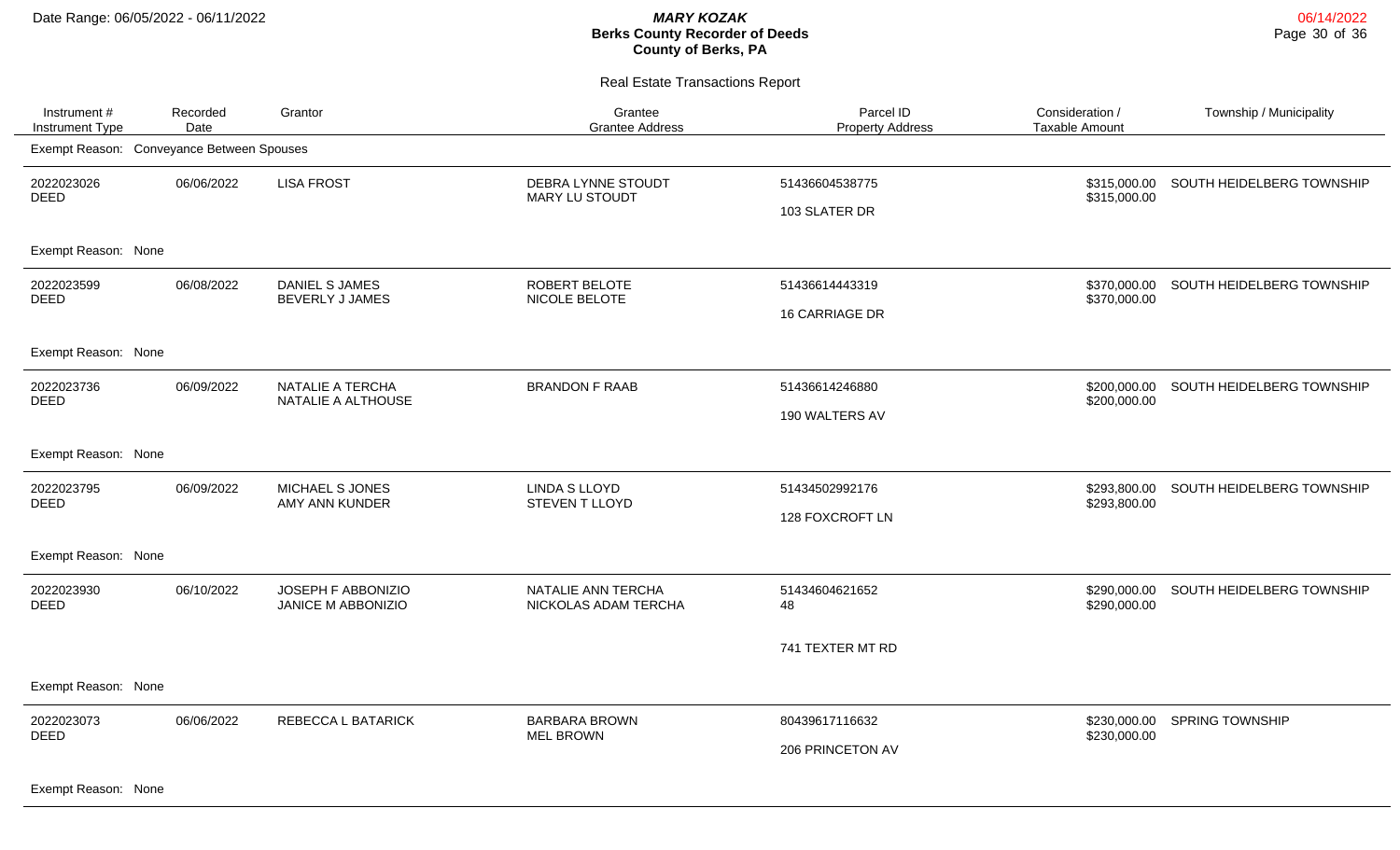## Real Estate Transactions Report

| Instrument # / Instrument Type | Recorded Date | Grantor | Grantee / Grantee Address | Parcel ID / Property Address | Consideration / Taxable Amount | Township / Municipality |
|---|---|---|---|---|---|---|
| Exempt Reason: Conveyance Between Spouses | | | | | | |
| 2022023026 DEED | 06/06/2022 | LISA FROST | DEBRA LYNNE STOUDT MARY LU STOUDT | 51436604538775 103 SLATER DR | $315,000.00 $315,000.00 | SOUTH HEIDELBERG TOWNSHIP |
| Exempt Reason: None | | | | | | |
| 2022023599 DEED | 06/08/2022 | DANIEL S JAMES BEVERLY J JAMES | ROBERT BELOTE NICOLE BELOTE | 51436614443319 16 CARRIAGE DR | $370,000.00 $370,000.00 | SOUTH HEIDELBERG TOWNSHIP |
| Exempt Reason: None | | | | | | |
| 2022023736 DEED | 06/09/2022 | NATALIE A TERCHA NATALIE A ALTHOUSE | BRANDON F RAAB | 51436614246880 190 WALTERS AV | $200,000.00 $200,000.00 | SOUTH HEIDELBERG TOWNSHIP |
| Exempt Reason: None | | | | | | |
| 2022023795 DEED | 06/09/2022 | MICHAEL S JONES AMY ANN KUNDER | LINDA S LLOYD STEVEN T LLOYD | 51434502992176 128 FOXCROFT LN | $293,800.00 $293,800.00 | SOUTH HEIDELBERG TOWNSHIP |
| Exempt Reason: None | | | | | | |
| 2022023930 DEED | 06/10/2022 | JOSEPH F ABBONIZIO JANICE M ABBONIZIO | NATALIE ANN TERCHA NICKOLAS ADAM TERCHA | 51434604621652 48 741 TEXTER MT RD | $290,000.00 $290,000.00 | SOUTH HEIDELBERG TOWNSHIP |
| Exempt Reason: None | | | | | | |
| 2022023073 DEED | 06/06/2022 | REBECCA L BATARICK | BARBARA BROWN MEL BROWN | 80439617116632 206 PRINCETON AV | $230,000.00 $230,000.00 | SPRING TOWNSHIP |
| Exempt Reason: None | | | | | | |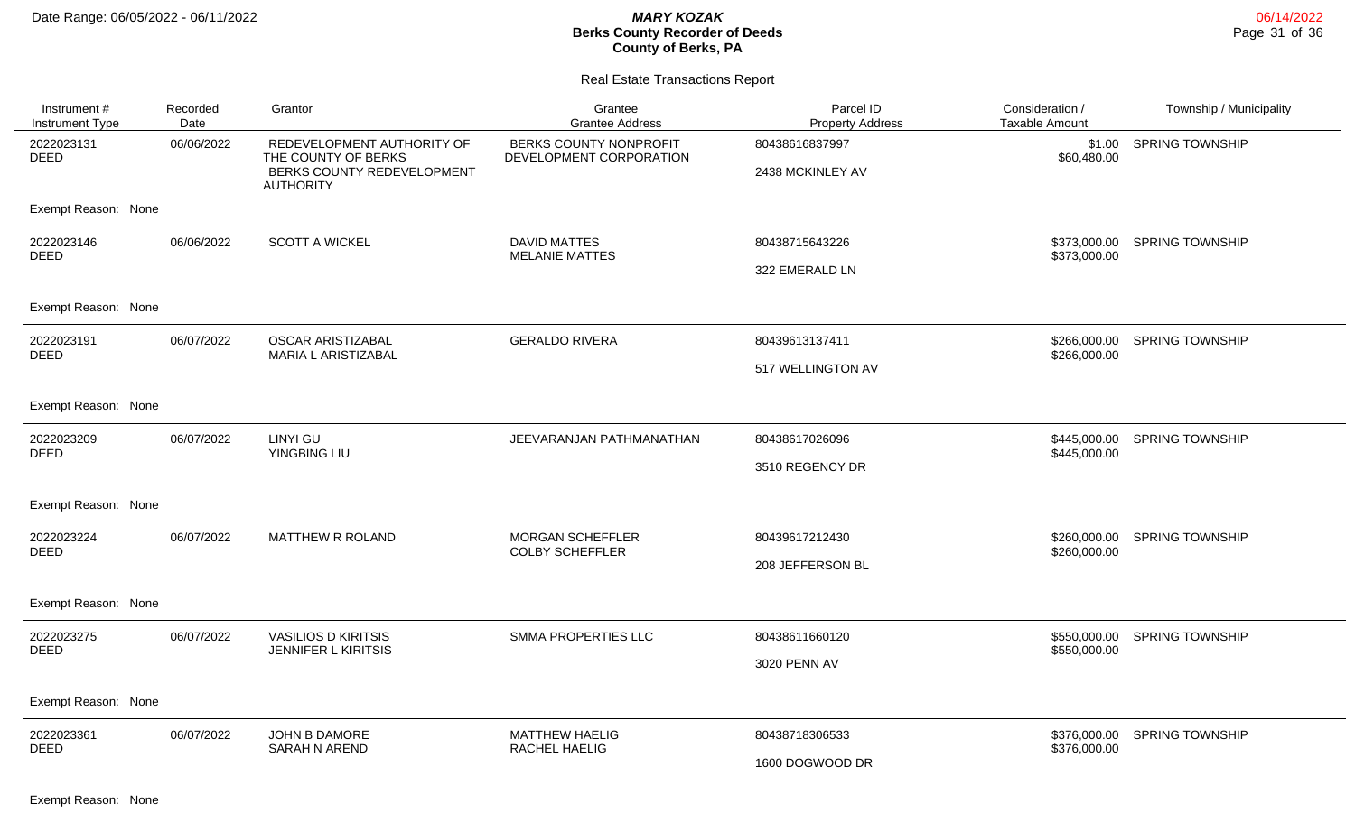Date Range: 06/05/2022 - 06/11/2022

***MARY KOZAK***
**Berks County Recorder of Deeds**
**County of Berks, PA**

06/14/2022

Real Estate Transactions Report

| Instrument # / Instrument Type | Recorded Date | Grantor | Grantee / Grantee Address | Parcel ID / Property Address | Consideration / Taxable Amount | Township / Municipality |
|---|---|---|---|---|---|---|
| 2022023131 DEED | 06/06/2022 | REDEVELOPMENT AUTHORITY OF THE COUNTY OF BERKS<br>BERKS COUNTY REDEVELOPMENT AUTHORITY | BERKS COUNTY NONPROFIT DEVELOPMENT CORPORATION | 80438616837997<br>2438 MCKINLEY AV | $1.00<br>$60,480.00 | SPRING TOWNSHIP |
| Exempt Reason: None | | | | | | |
| 2022023146 DEED | 06/06/2022 | SCOTT A WICKEL | DAVID MATTES<br>MELANIE MATTES | 80438715643226<br>322 EMERALD LN | $373,000.00<br>$373,000.00 | SPRING TOWNSHIP |
| Exempt Reason: None | | | | | | |
| 2022023191 DEED | 06/07/2022 | OSCAR ARISTIZABAL<br>MARIA L ARISTIZABAL | GERALDO RIVERA | 80439613137411<br>517 WELLINGTON AV | $266,000.00<br>$266,000.00 | SPRING TOWNSHIP |
| Exempt Reason: None | | | | | | |
| 2022023209 DEED | 06/07/2022 | LINYI GU<br>YINGBING LIU | JEEVARANJAN PATHMANATHAN | 80438617026096<br>3510 REGENCY DR | $445,000.00<br>$445,000.00 | SPRING TOWNSHIP |
| Exempt Reason: None | | | | | | |
| 2022023224 DEED | 06/07/2022 | MATTHEW R ROLAND | MORGAN SCHEFFLER<br>COLBY SCHEFFLER | 80439617212430<br>208 JEFFERSON BL | $260,000.00<br>$260,000.00 | SPRING TOWNSHIP |
| Exempt Reason: None | | | | | | |
| 2022023275 DEED | 06/07/2022 | VASILIOS D KIRITSIS<br>JENNIFER L KIRITSIS | SMMA PROPERTIES LLC | 80438611660120<br>3020 PENN AV | $550,000.00<br>$550,000.00 | SPRING TOWNSHIP |
| Exempt Reason: None | | | | | | |
| 2022023361 DEED | 06/07/2022 | JOHN B DAMORE<br>SARAH N AREND | MATTHEW HAELIG<br>RACHEL HAELIG | 80438718306533<br>1600 DOGWOOD DR | $376,000.00<br>$376,000.00 | SPRING TOWNSHIP |
| Exempt Reason: None | | | | | | |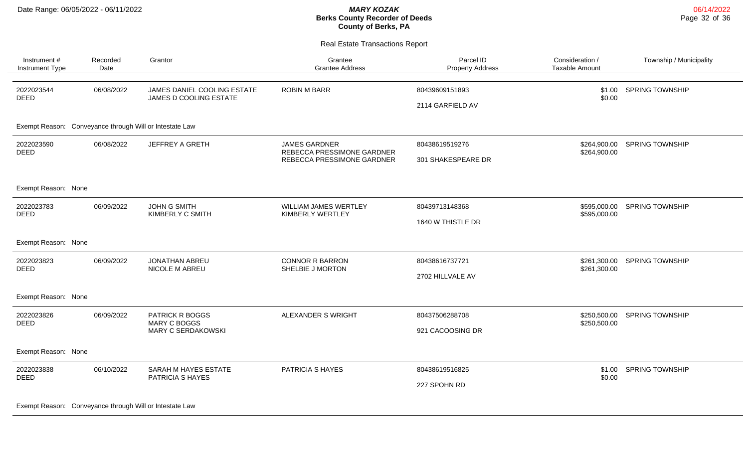Date Range: 06/05/2022 - 06/11/2022

***MARY KOZAK***
**Berks County Recorder of Deeds**
**County of Berks, PA**

Real Estate Transactions Report

| Instrument # / Instrument Type | Recorded Date | Grantor | Grantee / Grantee Address | Parcel ID / Property Address | Consideration / Taxable Amount | Township / Municipality |
|---|---|---|---|---|---|---|
| 2022023544 DEED | 06/08/2022 | JAMES DANIEL COOLING ESTATE<br>JAMES D COOLING ESTATE | ROBIN M BARR | 80439609151893<br>2114 GARFIELD AV | $1.00<br>$0.00 | SPRING TOWNSHIP |
| Exempt Reason: Conveyance through Will or Intestate Law | | | | | | |
| 2022023590 DEED | 06/08/2022 | JEFFREY A GRETH | JAMES GARDNER<br>REBECCA PRESSIMONE GARDNER<br>REBECCA PRESSIMONE GARDNER | 80438619519276<br>301 SHAKESPEARE DR | $264,900.00<br>$264,900.00 | SPRING TOWNSHIP |
| Exempt Reason: None | | | | | | |
| 2022023783 DEED | 06/09/2022 | JOHN G SMITH<br>KIMBERLY C SMITH | WILLIAM JAMES WERTLEY<br>KIMBERLY WERTLEY | 80439713148368<br>1640 W THISTLE DR | $595,000.00<br>$595,000.00 | SPRING TOWNSHIP |
| Exempt Reason: None | | | | | | |
| 2022023823 DEED | 06/09/2022 | JONATHAN ABREU<br>NICOLE M ABREU | CONNOR R BARRON<br>SHELBIE J MORTON | 80438616737721<br>2702 HILLVALE AV | $261,300.00<br>$261,300.00 | SPRING TOWNSHIP |
| Exempt Reason: None | | | | | | |
| 2022023826 DEED | 06/09/2022 | PATRICK R BOGGS<br>MARY C BOGGS<br>MARY C SERDAKOWSKI | ALEXANDER S WRIGHT | 80437506288708<br>921 CACOOSING DR | $250,500.00<br>$250,500.00 | SPRING TOWNSHIP |
| Exempt Reason: None | | | | | | |
| 2022023838 DEED | 06/10/2022 | SARAH M HAYES ESTATE<br>PATRICIA S HAYES | PATRICIA S HAYES | 80438619516825<br>227 SPOHN RD | $1.00<br>$0.00 | SPRING TOWNSHIP |
| Exempt Reason: Conveyance through Will or Intestate Law | | | | | | |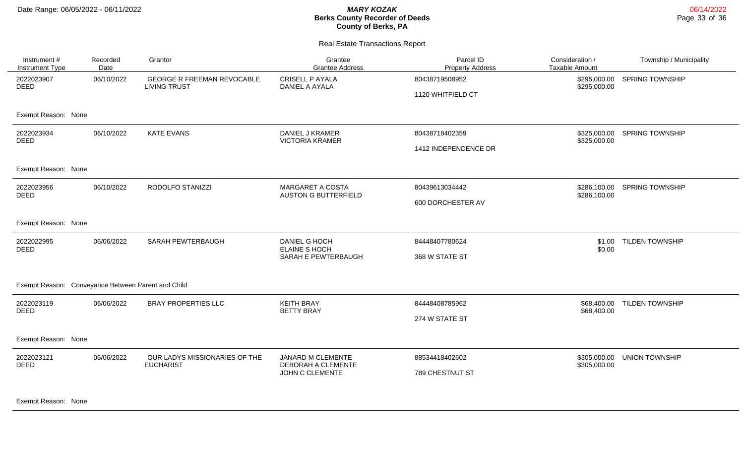# Berks County Recorder of Deeds

## Real Estate Transactions Report

Date Range: 06/05/2022 - 06/11/2022

| Instrument # / Instrument Type | Recorded Date | Grantor | Grantee / Grantee Address | Parcel ID / Property Address | Consideration / Taxable Amount | Township / Municipality |
|---|---|---|---|---|---|---|
| 2022023907 DEED | 06/10/2022 | GEORGE R FREEMAN REVOCABLE LIVING TRUST | CRISELL P AYALA DANIEL A AYALA | 80438719508952 1120 WHITFIELD CT | $295,000.00 $295,000.00 | SPRING TOWNSHIP |
| Exempt Reason: None | | | | | | |
| 2022023934 DEED | 06/10/2022 | KATE EVANS | DANIEL J KRAMER VICTORIA KRAMER | 80438718402359 1412 INDEPENDENCE DR | $325,000.00 $325,000.00 | SPRING TOWNSHIP |
| Exempt Reason: None | | | | | | |
| 2022023956 DEED | 06/10/2022 | RODOLFO STANIZZI | MARGARET A COSTA AUSTON G BUTTERFIELD | 80439613034442 600 DORCHESTER AV | $286,100.00 $286,100.00 | SPRING TOWNSHIP |
| Exempt Reason: None | | | | | | |
| 2022022995 DEED | 06/06/2022 | SARAH PEWTERBAUGH | DANIEL G HOCH ELAINE S HOCH SARAH E PEWTERBAUGH | 84448407780624 368 W STATE ST | $1.00 $0.00 | TILDEN TOWNSHIP |
| Exempt Reason: Conveyance Between Parent and Child | | | | | | |
| 2022023119 DEED | 06/06/2022 | BRAY PROPERTIES LLC | KEITH BRAY BETTY BRAY | 84448408785962 274 W STATE ST | $68,400.00 $68,400.00 | TILDEN TOWNSHIP |
| Exempt Reason: None | | | | | | |
| 2022023121 DEED | 06/06/2022 | OUR LADYS MISSIONARIES OF THE EUCHARIST | JANARD M CLEMENTE DEBORAH A CLEMENTE JOHN C CLEMENTE | 88534418402602 789 CHESTNUT ST | $305,000.00 $305,000.00 | UNION TOWNSHIP |
| Exempt Reason: None | | | | | | |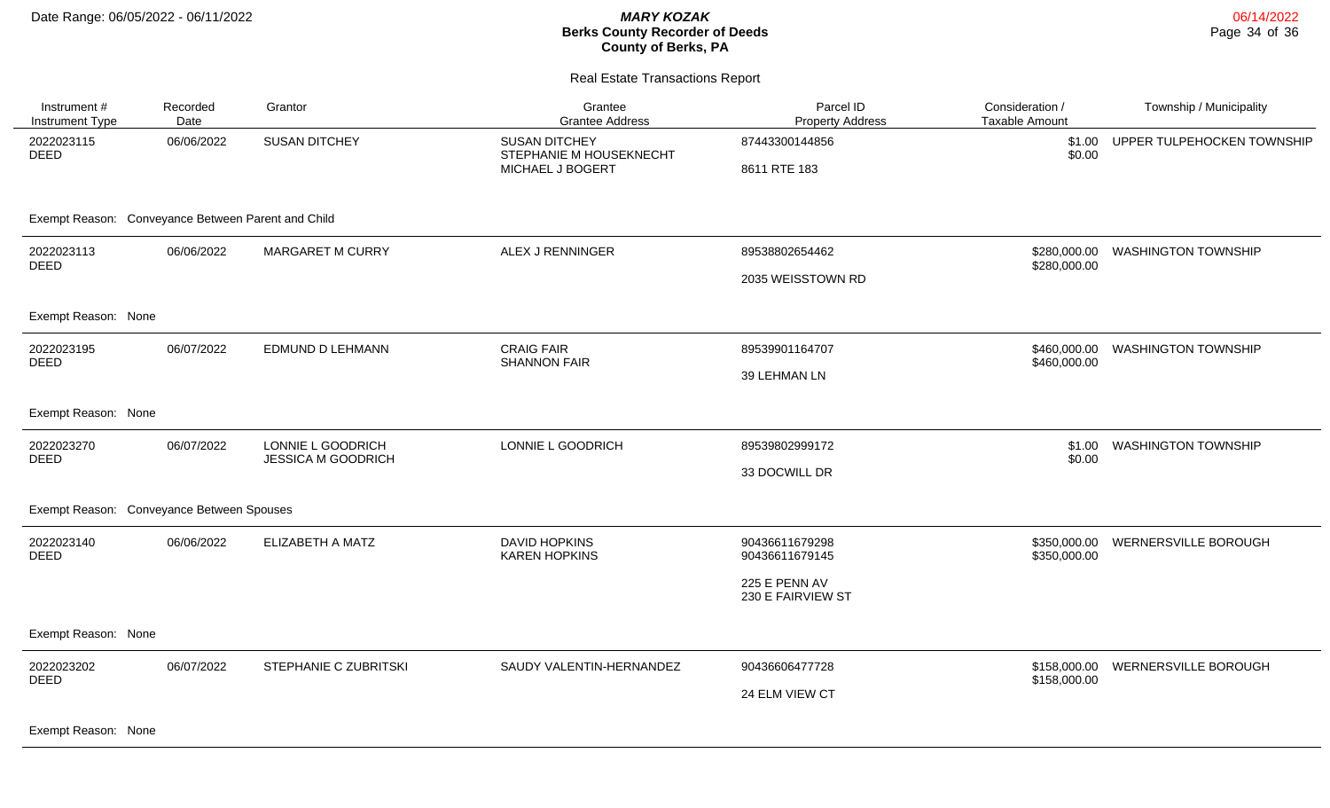# MARY KOZAK
## Berks County Recorder of Deeds
## County of Berks, PA

Date Range: 06/05/2022 - 06/11/2022

06/14/2022

### Real Estate Transactions Report

| Instrument # / Instrument Type | Recorded Date | Grantor | Grantee / Grantee Address | Parcel ID / Property Address | Consideration / Taxable Amount | Township / Municipality |
|---|---|---|---|---|---|---|
| 2022023115 DEED | 06/06/2022 | SUSAN DITCHEY | SUSAN DITCHEY<br>STEPHANIE M HOUSEKNECHT<br>MICHAEL J BOGERT | 87443300144856<br><br>8611 RTE 183 | $1.00<br>$0.00 | UPPER TULPEHOCKEN TOWNSHIP |
| Exempt Reason: Conveyance Between Parent and Child | | | | | | |
| 2022023113 DEED | 06/06/2022 | MARGARET M CURRY | ALEX J RENNINGER | 89538802654462<br><br>2035 WEISSTOWN RD | $280,000.00<br>$280,000.00 | WASHINGTON TOWNSHIP |
| Exempt Reason: None | | | | | | |
| 2022023195 DEED | 06/07/2022 | EDMUND D LEHMANN | CRAIG FAIR<br>SHANNON FAIR | 89539901164707<br><br>39 LEHMAN LN | $460,000.00<br>$460,000.00 | WASHINGTON TOWNSHIP |
| Exempt Reason: None | | | | | | |
| 2022023270 DEED | 06/07/2022 | LONNIE L GOODRICH<br>JESSICA M GOODRICH | LONNIE L GOODRICH | 89539802999172<br><br>33 DOCWILL DR | $1.00<br>$0.00 | WASHINGTON TOWNSHIP |
| Exempt Reason: Conveyance Between Spouses | | | | | | |
| 2022023140 DEED | 06/06/2022 | ELIZABETH A MATZ | DAVID HOPKINS<br>KAREN HOPKINS | 90436611679298<br>90436611679145<br><br>225 E PENN AV<br>230 E FAIRVIEW ST | $350,000.00<br>$350,000.00 | WERNERSVILLE BOROUGH |
| Exempt Reason: None | | | | | | |
| 2022023202 DEED | 06/07/2022 | STEPHANIE C ZUBRITSKI | SAUDY VALENTIN-HERNANDEZ | 90436606477728<br><br>24 ELM VIEW CT | $158,000.00<br>$158,000.00 | WERNERSVILLE BOROUGH |
| Exempt Reason: None | | | | | | |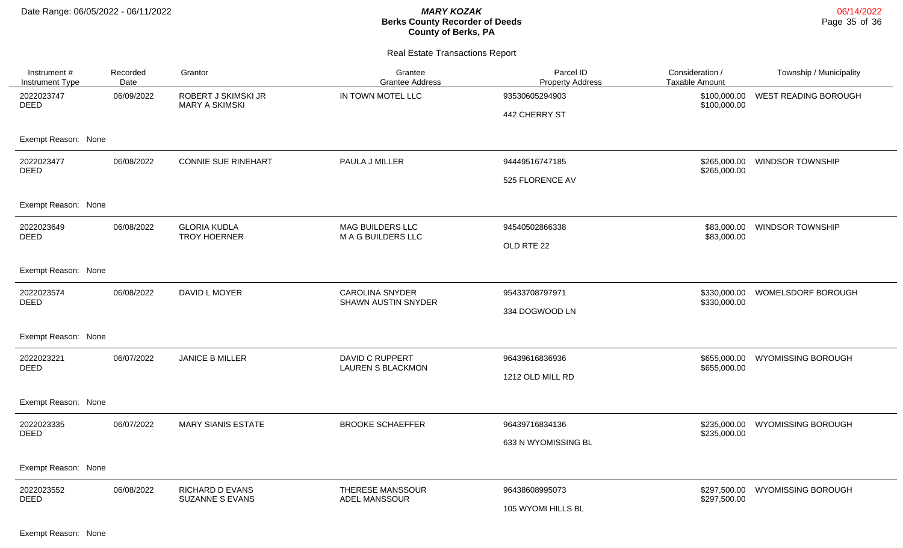Real Estate Transactions Report

| Instrument # / Instrument Type | Recorded Date | Grantor | Grantee / Grantee Address | Parcel ID / Property Address | Consideration / Taxable Amount | Township / Municipality |
|---|---|---|---|---|---|---|
| 2022023747 DEED | 06/09/2022 | ROBERT J SKIMSKI JR MARY A SKIMSKI | IN TOWN MOTEL LLC | 93530605294903 442 CHERRY ST | \$100,000.00 \$100,000.00 | WEST READING BOROUGH |
| Exempt Reason: None | | | | | | |
| 2022023477 DEED | 06/08/2022 | CONNIE SUE RINEHART | PAULA J MILLER | 94449516747185 525 FLORENCE AV | \$265,000.00 \$265,000.00 | WINDSOR TOWNSHIP |
| Exempt Reason: None | | | | | | |
| 2022023649 DEED | 06/08/2022 | GLORIA KUDLA TROY HOERNER | MAG BUILDERS LLC M A G BUILDERS LLC | 94540502866338 OLD RTE 22 | \$83,000.00 \$83,000.00 | WINDSOR TOWNSHIP |
| Exempt Reason: None | | | | | | |
| 2022023574 DEED | 06/08/2022 | DAVID L MOYER | CAROLINA SNYDER SHAWN AUSTIN SNYDER | 95433708797971 334 DOGWOOD LN | \$330,000.00 \$330,000.00 | WOMELSDORF BOROUGH |
| Exempt Reason: None | | | | | | |
| 2022023221 DEED | 06/07/2022 | JANICE B MILLER | DAVID C RUPPERT LAUREN S BLACKMON | 96439616836936 1212 OLD MILL RD | \$655,000.00 \$655,000.00 | WYOMISSING BOROUGH |
| Exempt Reason: None | | | | | | |
| 2022023335 DEED | 06/07/2022 | MARY SIANIS ESTATE | BROOKE SCHAEFFER | 96439716834136 633 N WYOMISSING BL | \$235,000.00 \$235,000.00 | WYOMISSING BOROUGH |
| Exempt Reason: None | | | | | | |
| 2022023552 DEED | 06/08/2022 | RICHARD D EVANS SUZANNE S EVANS | THERESE MANSSOUR ADEL MANSSOUR | 96438608995073 105 WYOMI HILLS BL | \$297,500.00 \$297,500.00 | WYOMISSING BOROUGH |
| Exempt Reason: None | | | | | | |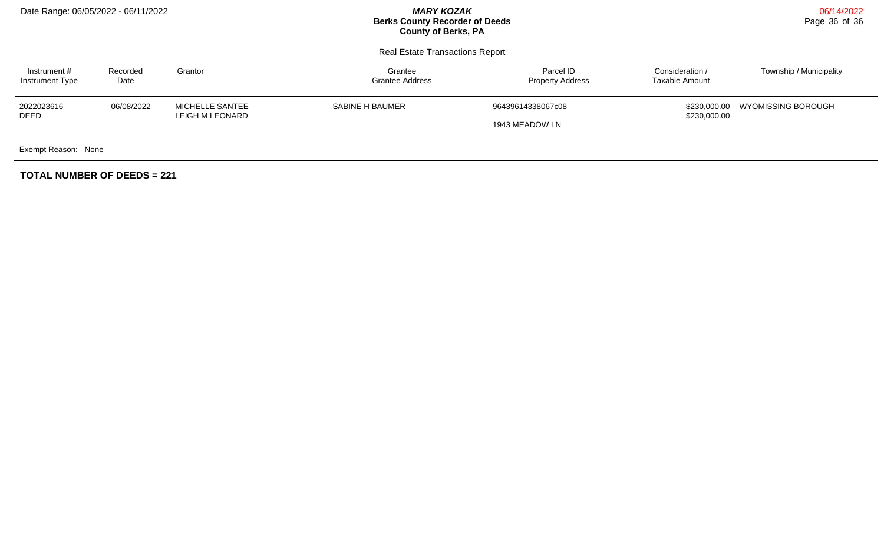Date Range: 06/05/2022 - 06/11/2022

***MARY KOZAK***
**Berks County Recorder of Deeds**
**County of Berks, PA**

Real Estate Transactions Report

| Instrument # Instrument Type | Recorded Date | Grantor | Grantee Grantee Address | Parcel ID Property Address | Consideration / Taxable Amount | Township / Municipality |
|---|---|---|---|---|---|---|
| 2022023616 DEED | 06/08/2022 | MICHELLE SANTEE LEIGH M LEONARD | SABINE H BAUMER | 96439614338067c08 1943 MEADOW LN | $230,000.00 $230,000.00 | WYOMISSING BOROUGH |

Exempt Reason: None

**TOTAL NUMBER OF DEEDS = 221**